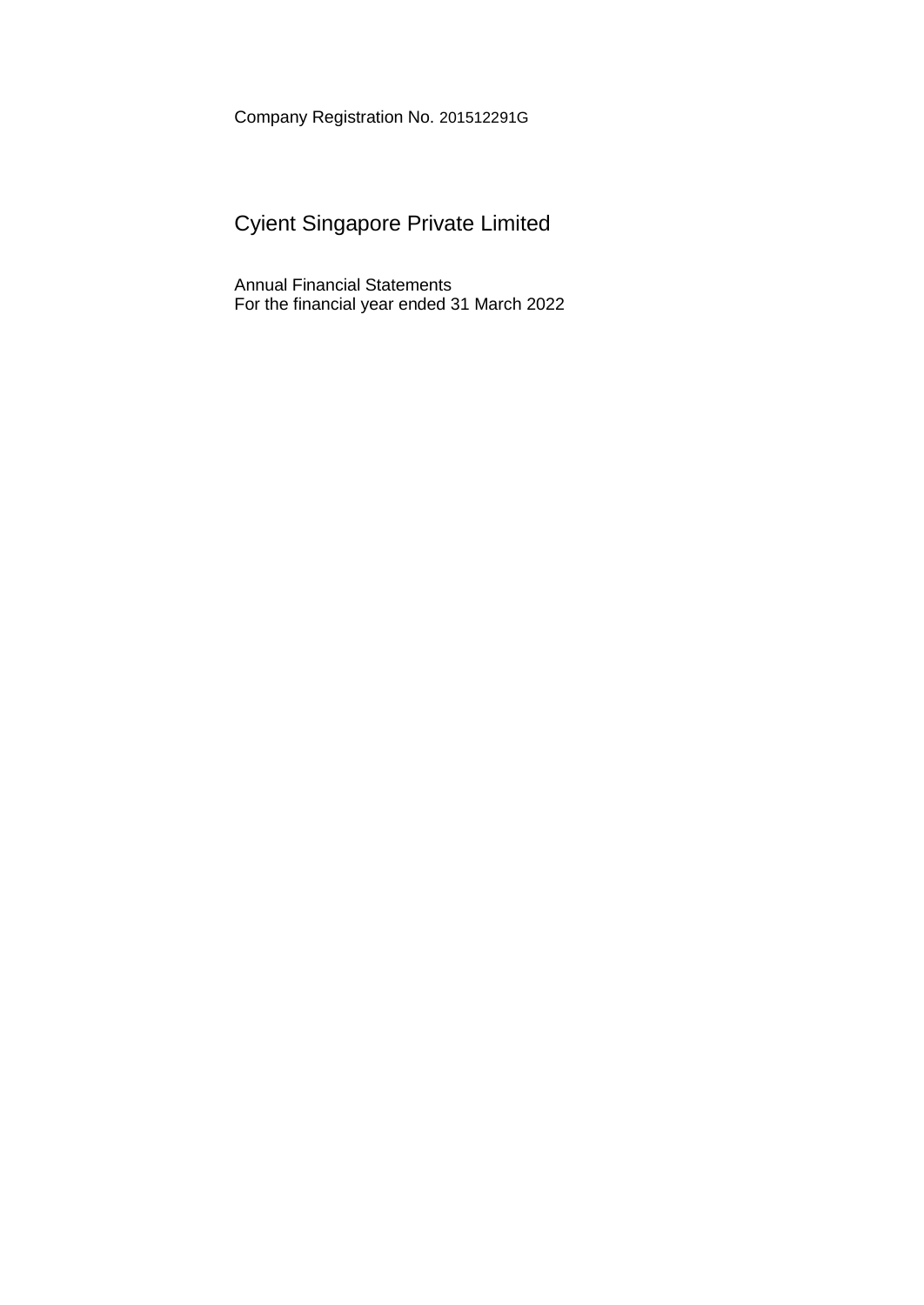Company Registration No. 201512291G

# Cyient Singapore Private Limited

Annual Financial Statements
For the financial year ended 31 March 2022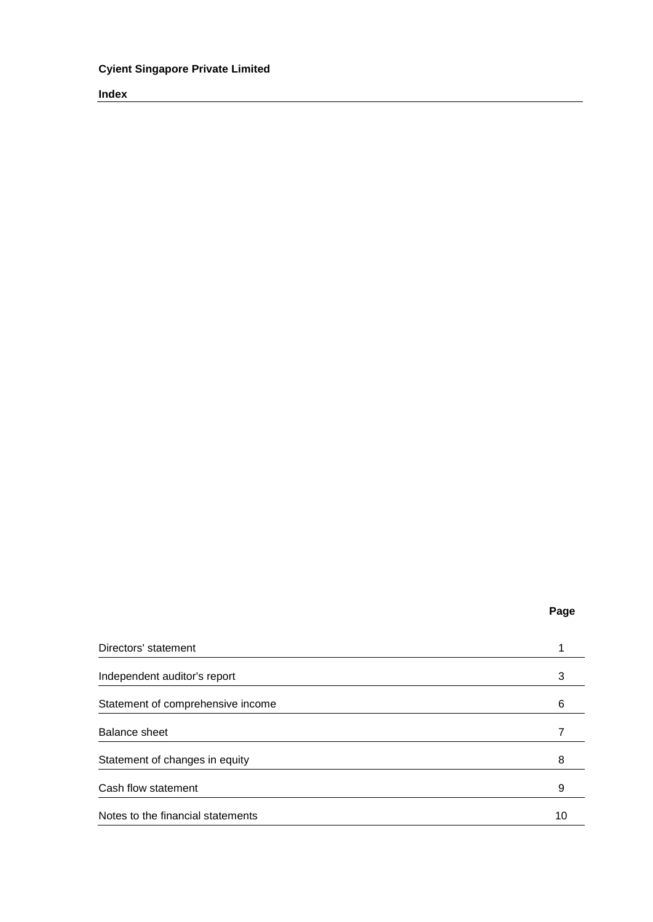**Cyient Singapore Private Limited**

**Index**

| | Page |
|---|---|
| Directors' statement | 1 |
| Independent auditor's report | 3 |
| Statement of comprehensive income | 6 |
| Balance sheet | 7 |
| Statement of changes in equity | 8 |
| Cash flow statement | 9 |
| Notes to the financial statements | 10 |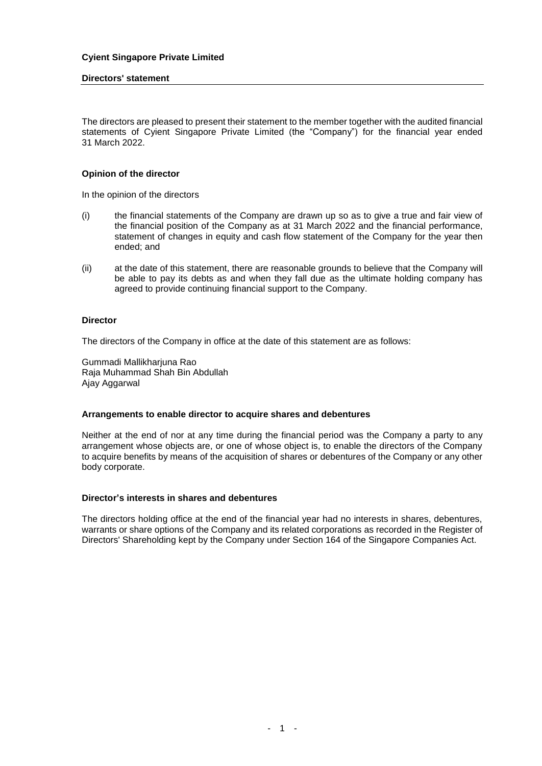**Cyient Singapore Private Limited**

**Directors' statement**

The directors are pleased to present their statement to the member together with the audited financial statements of Cyient Singapore Private Limited (the "Company") for the financial year ended 31 March 2022.

**Opinion of the director**

In the opinion of the directors

(i) the financial statements of the Company are drawn up so as to give a true and fair view of the financial position of the Company as at 31 March 2022 and the financial performance, statement of changes in equity and cash flow statement of the Company for the year then ended; and

(ii) at the date of this statement, there are reasonable grounds to believe that the Company will be able to pay its debts as and when they fall due as the ultimate holding company has agreed to provide continuing financial support to the Company.

**Director**

The directors of the Company in office at the date of this statement are as follows:

Gummadi Mallikharjuna Rao
Raja Muhammad Shah Bin Abdullah
Ajay Aggarwal

**Arrangements to enable director to acquire shares and debentures**

Neither at the end of nor at any time during the financial period was the Company a party to any arrangement whose objects are, or one of whose object is, to enable the directors of the Company to acquire benefits by means of the acquisition of shares or debentures of the Company or any other body corporate.

**Director's interests in shares and debentures**

The directors holding office at the end of the financial year had no interests in shares, debentures, warrants or share options of the Company and its related corporations as recorded in the Register of Directors' Shareholding kept by the Company under Section 164 of the Singapore Companies Act.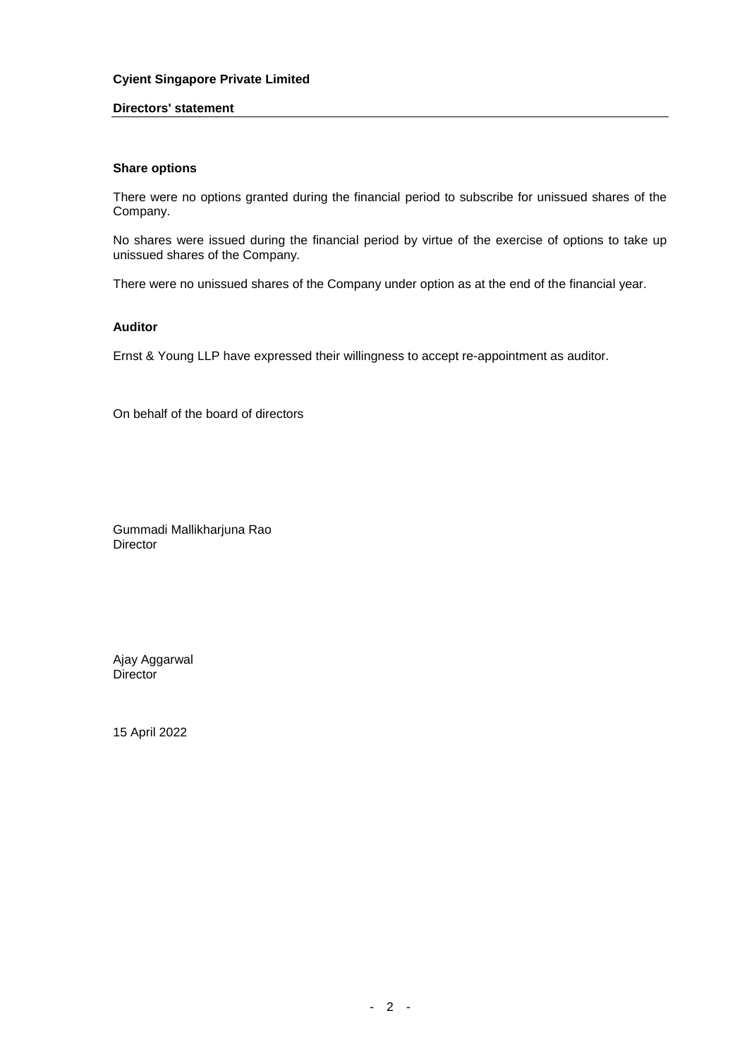**Cyient Singapore Private Limited**

**Directors' statement**

### Share options

There were no options granted during the financial period to subscribe for unissued shares of the Company.

No shares were issued during the financial period by virtue of the exercise of options to take up unissued shares of the Company.

There were no unissued shares of the Company under option as at the end of the financial year.

### Auditor

Ernst & Young LLP have expressed their willingness to accept re-appointment as auditor.

On behalf of the board of directors

Gummadi Mallikharjuna Rao
Director

Ajay Aggarwal
Director

15 April 2022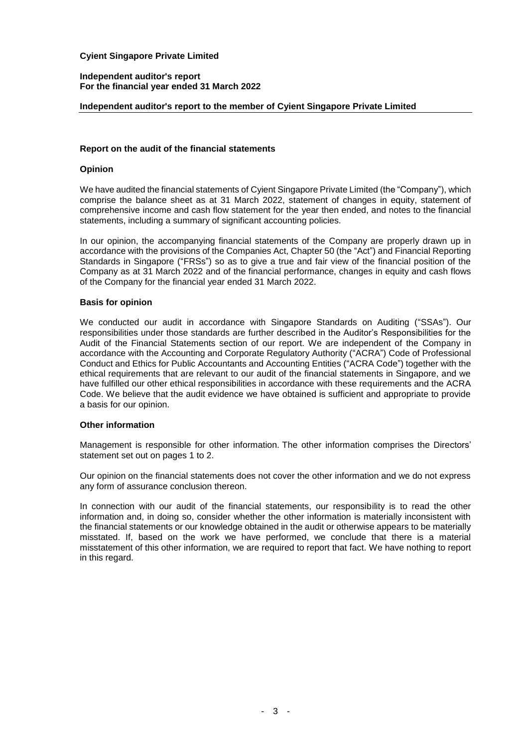**Cyient Singapore Private Limited**

**Independent auditor's report**
**For the financial year ended 31 March 2022**

**Independent auditor's report to the member of Cyient Singapore Private Limited**

## Report on the audit of the financial statements

### Opinion

We have audited the financial statements of Cyient Singapore Private Limited (the "Company"), which comprise the balance sheet as at 31 March 2022, statement of changes in equity, statement of comprehensive income and cash flow statement for the year then ended, and notes to the financial statements, including a summary of significant accounting policies.

In our opinion, the accompanying financial statements of the Company are properly drawn up in accordance with the provisions of the Companies Act, Chapter 50 (the "Act") and Financial Reporting Standards in Singapore ("FRSs") so as to give a true and fair view of the financial position of the Company as at 31 March 2022 and of the financial performance, changes in equity and cash flows of the Company for the financial year ended 31 March 2022.

### Basis for opinion

We conducted our audit in accordance with Singapore Standards on Auditing ("SSAs"). Our responsibilities under those standards are further described in the Auditor's Responsibilities for the Audit of the Financial Statements section of our report. We are independent of the Company in accordance with the Accounting and Corporate Regulatory Authority ("ACRA") Code of Professional Conduct and Ethics for Public Accountants and Accounting Entities ("ACRA Code") together with the ethical requirements that are relevant to our audit of the financial statements in Singapore, and we have fulfilled our other ethical responsibilities in accordance with these requirements and the ACRA Code. We believe that the audit evidence we have obtained is sufficient and appropriate to provide a basis for our opinion.

### Other information

Management is responsible for other information. The other information comprises the Directors' statement set out on pages 1 to 2.

Our opinion on the financial statements does not cover the other information and we do not express any form of assurance conclusion thereon.

In connection with our audit of the financial statements, our responsibility is to read the other information and, in doing so, consider whether the other information is materially inconsistent with the financial statements or our knowledge obtained in the audit or otherwise appears to be materially misstated. If, based on the work we have performed, we conclude that there is a material misstatement of this other information, we are required to report that fact. We have nothing to report in this regard.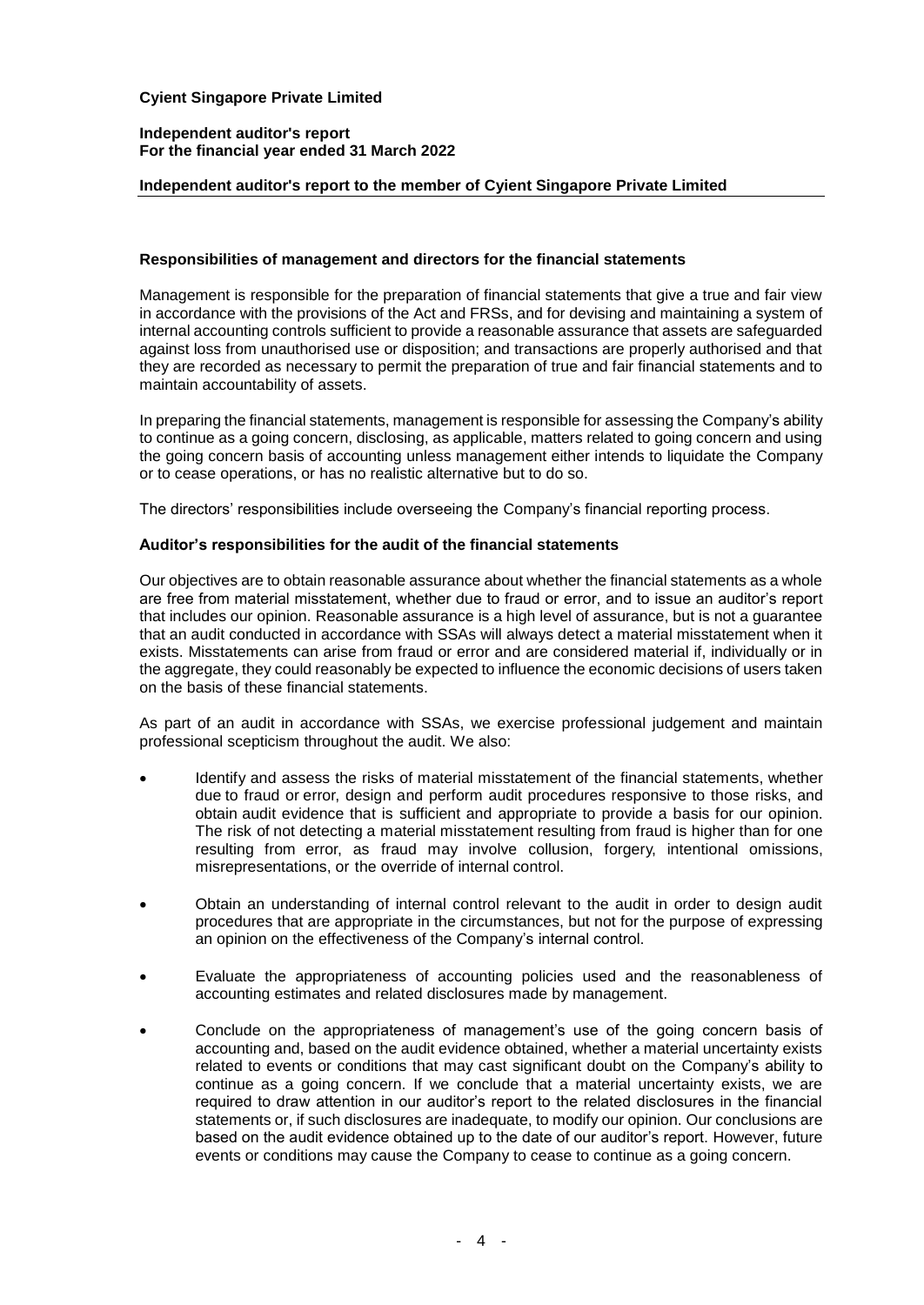**Responsibilities of management and directors for the financial statements**

Management is responsible for the preparation of financial statements that give a true and fair view in accordance with the provisions of the Act and FRSs, and for devising and maintaining a system of internal accounting controls sufficient to provide a reasonable assurance that assets are safeguarded against loss from unauthorised use or disposition; and transactions are properly authorised and that they are recorded as necessary to permit the preparation of true and fair financial statements and to maintain accountability of assets.

In preparing the financial statements, management is responsible for assessing the Company's ability to continue as a going concern, disclosing, as applicable, matters related to going concern and using the going concern basis of accounting unless management either intends to liquidate the Company or to cease operations, or has no realistic alternative but to do so.

The directors' responsibilities include overseeing the Company's financial reporting process.

**Auditor's responsibilities for the audit of the financial statements**

Our objectives are to obtain reasonable assurance about whether the financial statements as a whole are free from material misstatement, whether due to fraud or error, and to issue an auditor's report that includes our opinion. Reasonable assurance is a high level of assurance, but is not a guarantee that an audit conducted in accordance with SSAs will always detect a material misstatement when it exists. Misstatements can arise from fraud or error and are considered material if, individually or in the aggregate, they could reasonably be expected to influence the economic decisions of users taken on the basis of these financial statements.

As part of an audit in accordance with SSAs, we exercise professional judgement and maintain professional scepticism throughout the audit. We also:

- Identify and assess the risks of material misstatement of the financial statements, whether due to fraud or error, design and perform audit procedures responsive to those risks, and obtain audit evidence that is sufficient and appropriate to provide a basis for our opinion. The risk of not detecting a material misstatement resulting from fraud is higher than for one resulting from error, as fraud may involve collusion, forgery, intentional omissions, misrepresentations, or the override of internal control.

- Obtain an understanding of internal control relevant to the audit in order to design audit procedures that are appropriate in the circumstances, but not for the purpose of expressing an opinion on the effectiveness of the Company's internal control.

- Evaluate the appropriateness of accounting policies used and the reasonableness of accounting estimates and related disclosures made by management.

- Conclude on the appropriateness of management's use of the going concern basis of accounting and, based on the audit evidence obtained, whether a material uncertainty exists related to events or conditions that may cast significant doubt on the Company's ability to continue as a going concern. If we conclude that a material uncertainty exists, we are required to draw attention in our auditor's report to the related disclosures in the financial statements or, if such disclosures are inadequate, to modify our opinion. Our conclusions are based on the audit evidence obtained up to the date of our auditor's report. However, future events or conditions may cause the Company to cease to continue as a going concern.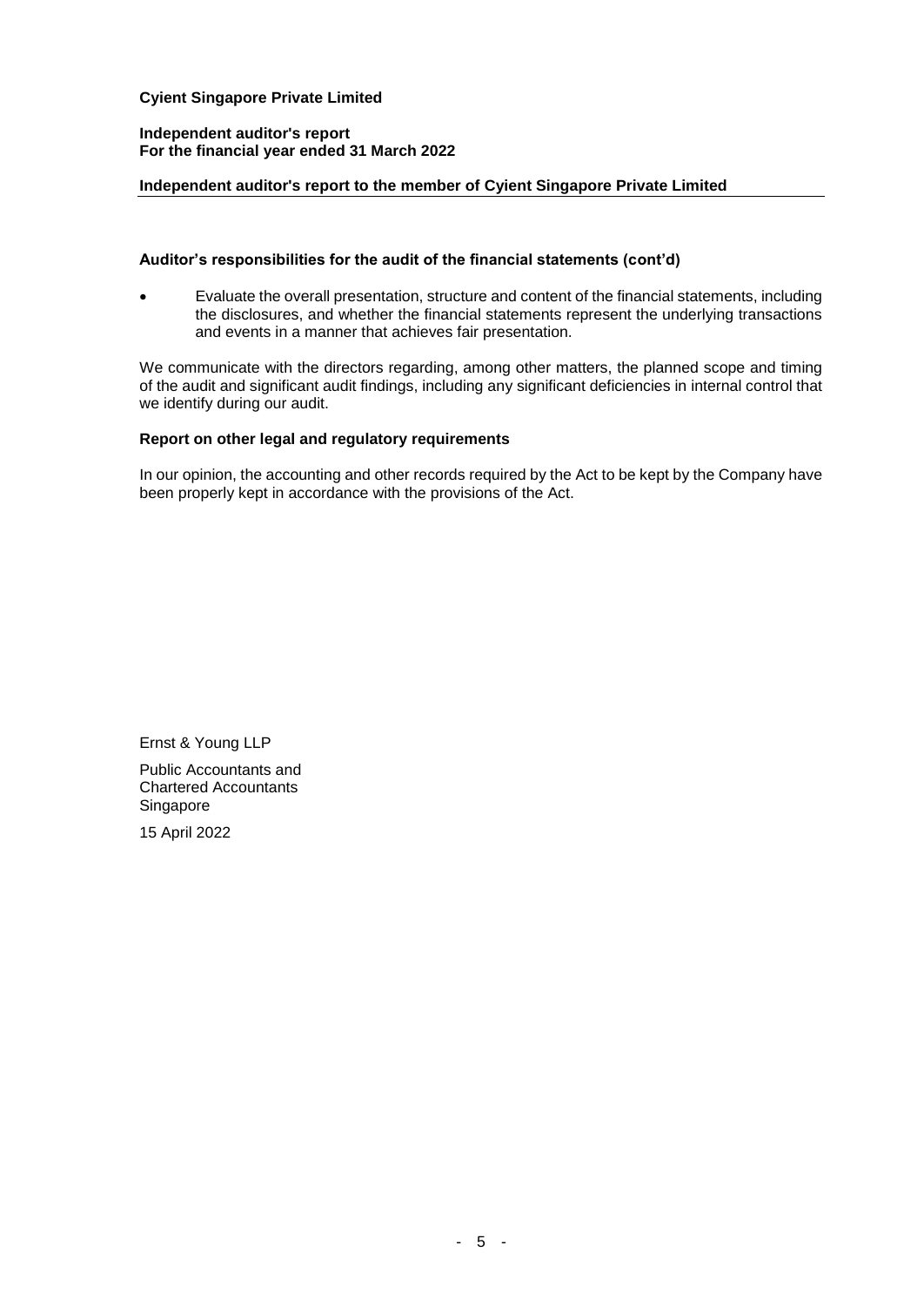**Cyient Singapore Private Limited**

**Independent auditor's report**
**For the financial year ended 31 March 2022**

**Independent auditor's report to the member of Cyient Singapore Private Limited**

**Auditor's responsibilities for the audit of the financial statements (cont'd)**

- Evaluate the overall presentation, structure and content of the financial statements, including the disclosures, and whether the financial statements represent the underlying transactions and events in a manner that achieves fair presentation.

We communicate with the directors regarding, among other matters, the planned scope and timing of the audit and significant audit findings, including any significant deficiencies in internal control that we identify during our audit.

**Report on other legal and regulatory requirements**

In our opinion, the accounting and other records required by the Act to be kept by the Company have been properly kept in accordance with the provisions of the Act.

Ernst & Young LLP

Public Accountants and
Chartered Accountants
Singapore

15 April 2022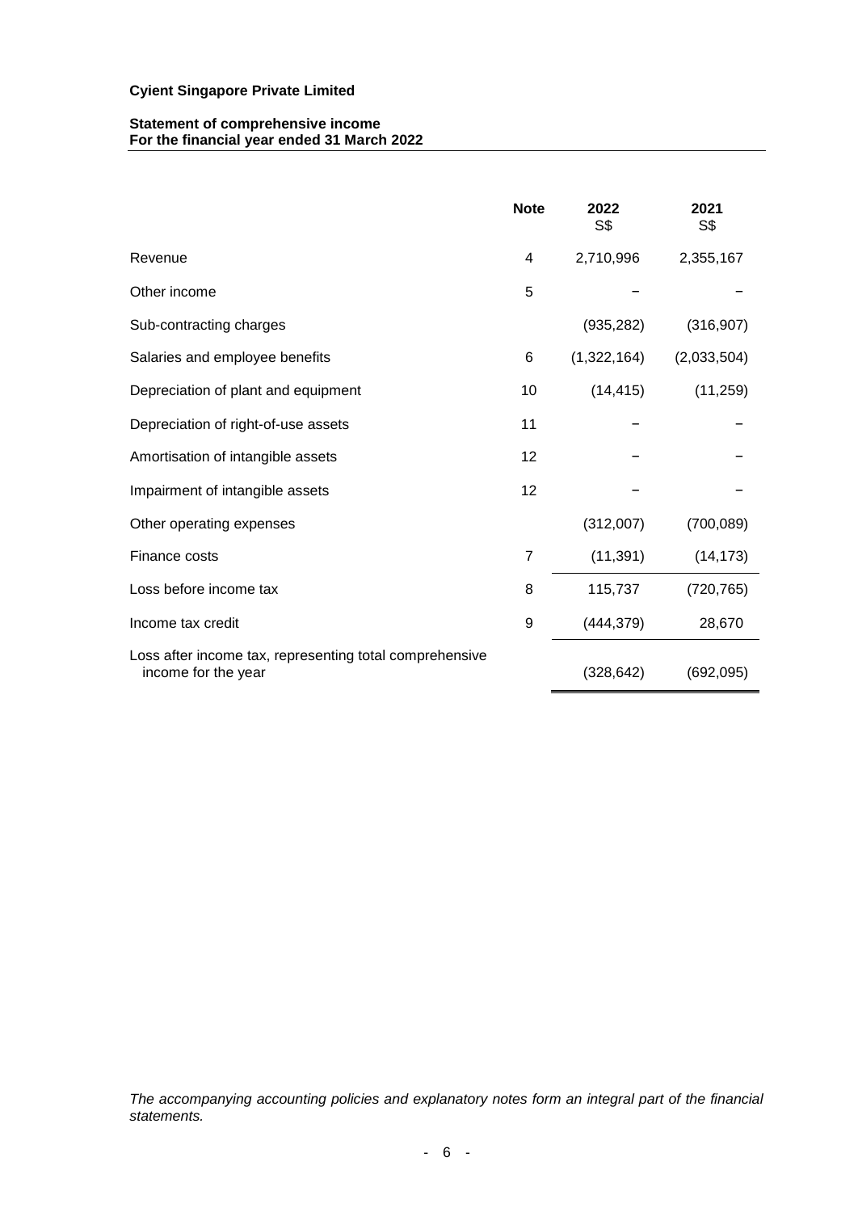**Cyient Singapore Private Limited**

**Statement of comprehensive income**
**For the financial year ended 31 March 2022**

| | Note | 2022<br>S$ | 2021<br>S$ |
|---|---|---|---|
| Revenue | 4 | 2,710,996 | 2,355,167 |
| Other income | 5 | – | – |
| Sub-contracting charges | | (935,282) | (316,907) |
| Salaries and employee benefits | 6 | (1,322,164) | (2,033,504) |
| Depreciation of plant and equipment | 10 | (14,415) | (11,259) |
| Depreciation of right-of-use assets | 11 | – | – |
| Amortisation of intangible assets | 12 | – | – |
| Impairment of intangible assets | 12 | – | – |
| Other operating expenses | | (312,007) | (700,089) |
| Finance costs | 7 | (11,391) | (14,173) |
| Loss before income tax | 8 | 115,737 | (720,765) |
| Income tax credit | 9 | (444,379) | 28,670 |
| Loss after income tax, representing total comprehensive income for the year | | (328,642) | (692,095) |

*The accompanying accounting policies and explanatory notes form an integral part of the financial statements.*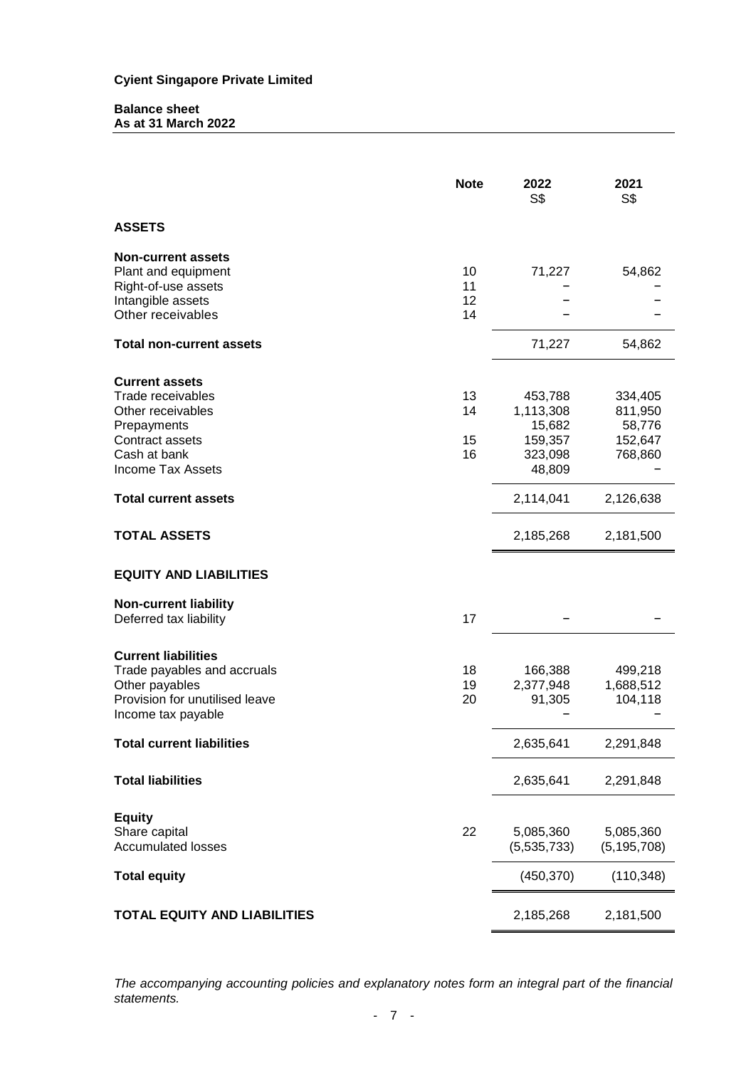**Cyient Singapore Private Limited**

**Balance sheet**
**As at 31 March 2022**

| | Note | 2022<br>S$ | 2021<br>S$ |
|---|---|---|---|
| **ASSETS** | | | |
| **Non-current assets** | | | |
| Plant and equipment | 10 | 71,227 | 54,862 |
| Right-of-use assets | 11 | – | – |
| Intangible assets | 12 | – | – |
| Other receivables | 14 | – | – |
| **Total non-current assets** | | 71,227 | 54,862 |
| **Current assets** | | | |
| Trade receivables | 13 | 453,788 | 334,405 |
| Other receivables | 14 | 1,113,308 | 811,950 |
| Prepayments | | 15,682 | 58,776 |
| Contract assets | 15 | 159,357 | 152,647 |
| Cash at bank | 16 | 323,098 | 768,860 |
| Income Tax Assets | | 48,809 | – |
| **Total current assets** | | 2,114,041 | 2,126,638 |
| **TOTAL ASSETS** | | 2,185,268 | 2,181,500 |
| **EQUITY AND LIABILITIES** | | | |
| **Non-current liability** | | | |
| Deferred tax liability | 17 | – | – |
| **Current liabilities** | | | |
| Trade payables and accruals | 18 | 166,388 | 499,218 |
| Other payables | 19 | 2,377,948 | 1,688,512 |
| Provision for unutilised leave | 20 | 91,305 | 104,118 |
| Income tax payable | | – | – |
| **Total current liabilities** | | 2,635,641 | 2,291,848 |
| **Total liabilities** | | 2,635,641 | 2,291,848 |
| **Equity** | | | |
| Share capital | 22 | 5,085,360 | 5,085,360 |
| Accumulated losses | | (5,535,733) | (5,195,708) |
| **Total equity** | | (450,370) | (110,348) |
| **TOTAL EQUITY AND LIABILITIES** | | 2,185,268 | 2,181,500 |

*The accompanying accounting policies and explanatory notes form an integral part of the financial statements.*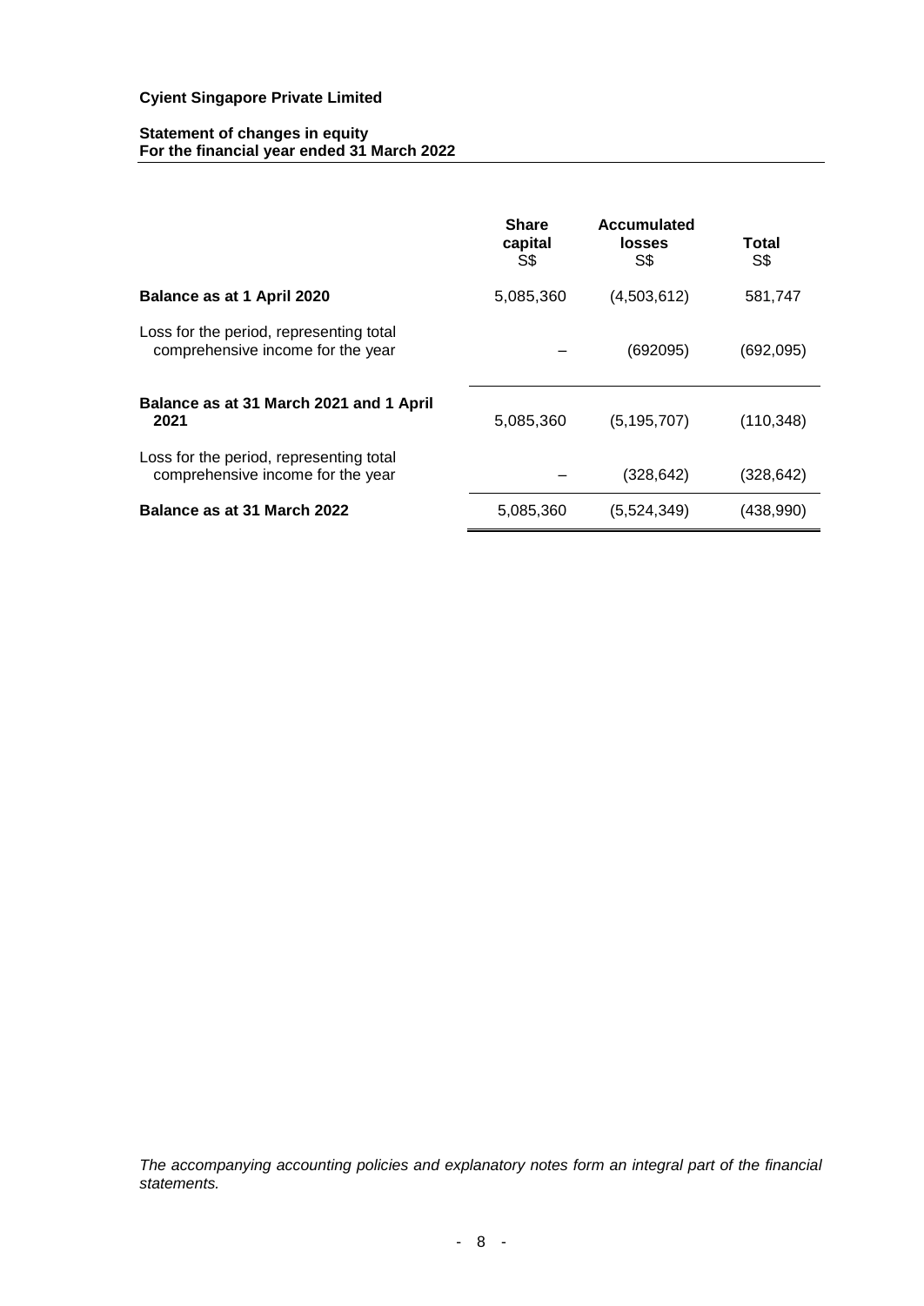**Cyient Singapore Private Limited**

**Statement of changes in equity**
**For the financial year ended 31 March 2022**

| | **Share capital** S$ | **Accumulated losses** S$ | **Total** S$ |
|---|---|---|---|
| **Balance as at 1 April 2020** | 5,085,360 | (4,503,612) | 581,747 |
| Loss for the period, representing total comprehensive income for the year | – | (692095) | (692,095) |
| **Balance as at 31 March 2021 and 1 April 2021** | 5,085,360 | (5,195,707) | (110,348) |
| Loss for the period, representing total comprehensive income for the year | – | (328,642) | (328,642) |
| **Balance as at 31 March 2022** | 5,085,360 | (5,524,349) | (438,990) |

*The accompanying accounting policies and explanatory notes form an integral part of the financial statements.*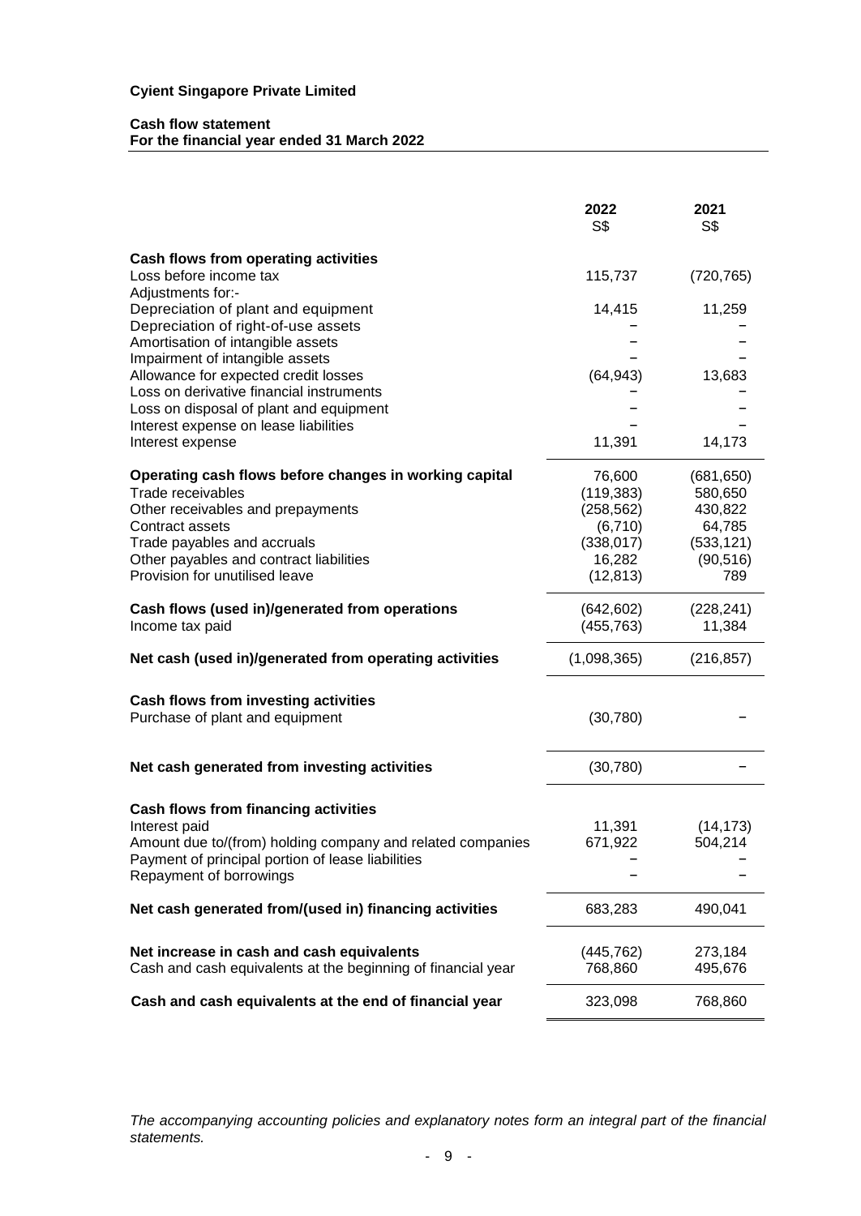**Cyient Singapore Private Limited**

**Cash flow statement**
**For the financial year ended 31 March 2022**

| | 2022 | 2021 |
|---|---|---|
| | S$ | S$ |
| **Cash flows from operating activities** | | |
| Loss before income tax | 115,737 | (720,765) |
| Adjustments for:- | | |
| Depreciation of plant and equipment | 14,415 | 11,259 |
| Depreciation of right-of-use assets | – | – |
| Amortisation of intangible assets | – | – |
| Impairment of intangible assets | – | – |
| Allowance for expected credit losses | (64,943) | 13,683 |
| Loss on derivative financial instruments | – | – |
| Loss on disposal of plant and equipment | – | – |
| Interest expense on lease liabilities | – | – |
| Interest expense | 11,391 | 14,173 |
| **Operating cash flows before changes in working capital** | 76,600 | (681,650) |
| Trade receivables | (119,383) | 580,650 |
| Other receivables and prepayments | (258,562) | 430,822 |
| Contract assets | (6,710) | 64,785 |
| Trade payables and accruals | (338,017) | (533,121) |
| Other payables and contract liabilities | 16,282 | (90,516) |
| Provision for unutilised leave | (12,813) | 789 |
| **Cash flows (used in)/generated from operations** | (642,602) | (228,241) |
| Income tax paid | (455,763) | 11,384 |
| **Net cash (used in)/generated from operating activities** | (1,098,365) | (216,857) |
| **Cash flows from investing activities** | | |
| Purchase of plant and equipment | (30,780) | – |
| **Net cash generated from investing activities** | (30,780) | – |
| **Cash flows from financing activities** | | |
| Interest paid | 11,391 | (14,173) |
| Amount due to/(from) holding company and related companies | 671,922 | 504,214 |
| Payment of principal portion of lease liabilities | – | – |
| Repayment of borrowings | – | – |
| **Net cash generated from/(used in) financing activities** | 683,283 | 490,041 |
| **Net increase in cash and cash equivalents** | (445,762) | 273,184 |
| Cash and cash equivalents at the beginning of financial year | 768,860 | 495,676 |
| **Cash and cash equivalents at the end of financial year** | 323,098 | 768,860 |

*The accompanying accounting policies and explanatory notes form an integral part of the financial statements.*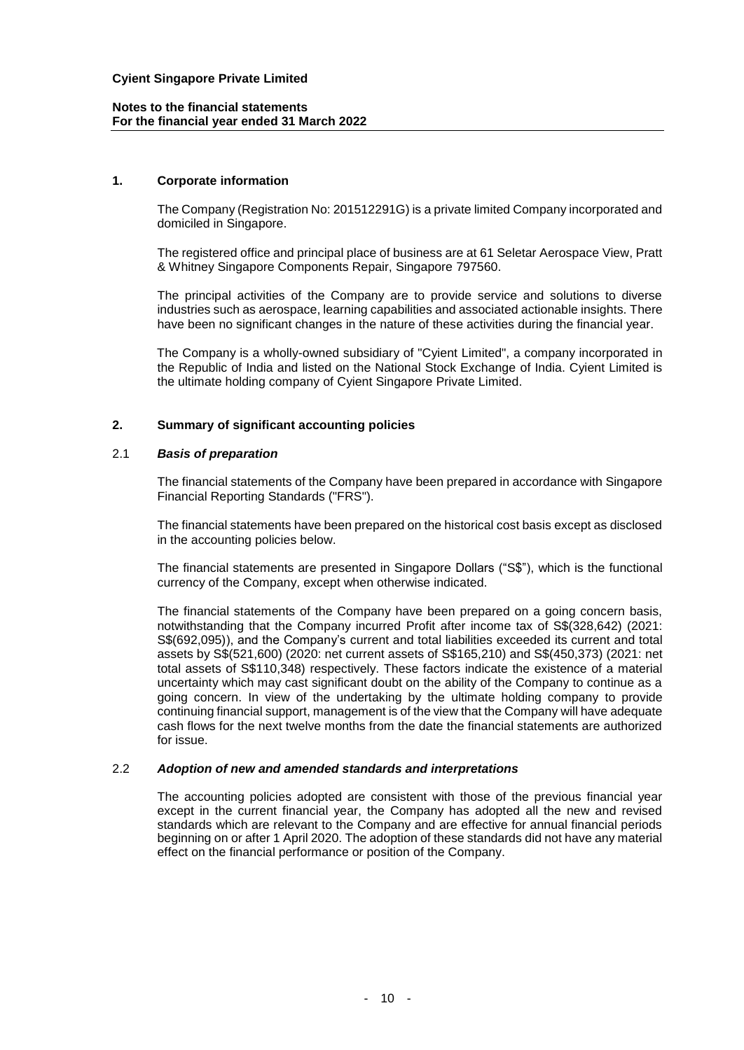## 1. Corporate information

The Company (Registration No: 201512291G) is a private limited Company incorporated and domiciled in Singapore.

The registered office and principal place of business are at 61 Seletar Aerospace View, Pratt & Whitney Singapore Components Repair, Singapore 797560.

The principal activities of the Company are to provide service and solutions to diverse industries such as aerospace, learning capabilities and associated actionable insights. There have been no significant changes in the nature of these activities during the financial year.

The Company is a wholly-owned subsidiary of "Cyient Limited", a company incorporated in the Republic of India and listed on the National Stock Exchange of India. Cyient Limited is the ultimate holding company of Cyient Singapore Private Limited.

## 2. Summary of significant accounting policies

### 2.1 *Basis of preparation*

The financial statements of the Company have been prepared in accordance with Singapore Financial Reporting Standards ("FRS").

The financial statements have been prepared on the historical cost basis except as disclosed in the accounting policies below.

The financial statements are presented in Singapore Dollars ("S$"), which is the functional currency of the Company, except when otherwise indicated.

The financial statements of the Company have been prepared on a going concern basis, notwithstanding that the Company incurred Profit after income tax of S$(328,642) (2021: S$(692,095)), and the Company's current and total liabilities exceeded its current and total assets by S$(521,600) (2020: net current assets of S$165,210) and S$(450,373) (2021: net total assets of S$110,348) respectively. These factors indicate the existence of a material uncertainty which may cast significant doubt on the ability of the Company to continue as a going concern. In view of the undertaking by the ultimate holding company to provide continuing financial support, management is of the view that the Company will have adequate cash flows for the next twelve months from the date the financial statements are authorized for issue.

### 2.2 *Adoption of new and amended standards and interpretations*

The accounting policies adopted are consistent with those of the previous financial year except in the current financial year, the Company has adopted all the new and revised standards which are relevant to the Company and are effective for annual financial periods beginning on or after 1 April 2020. The adoption of these standards did not have any material effect on the financial performance or position of the Company.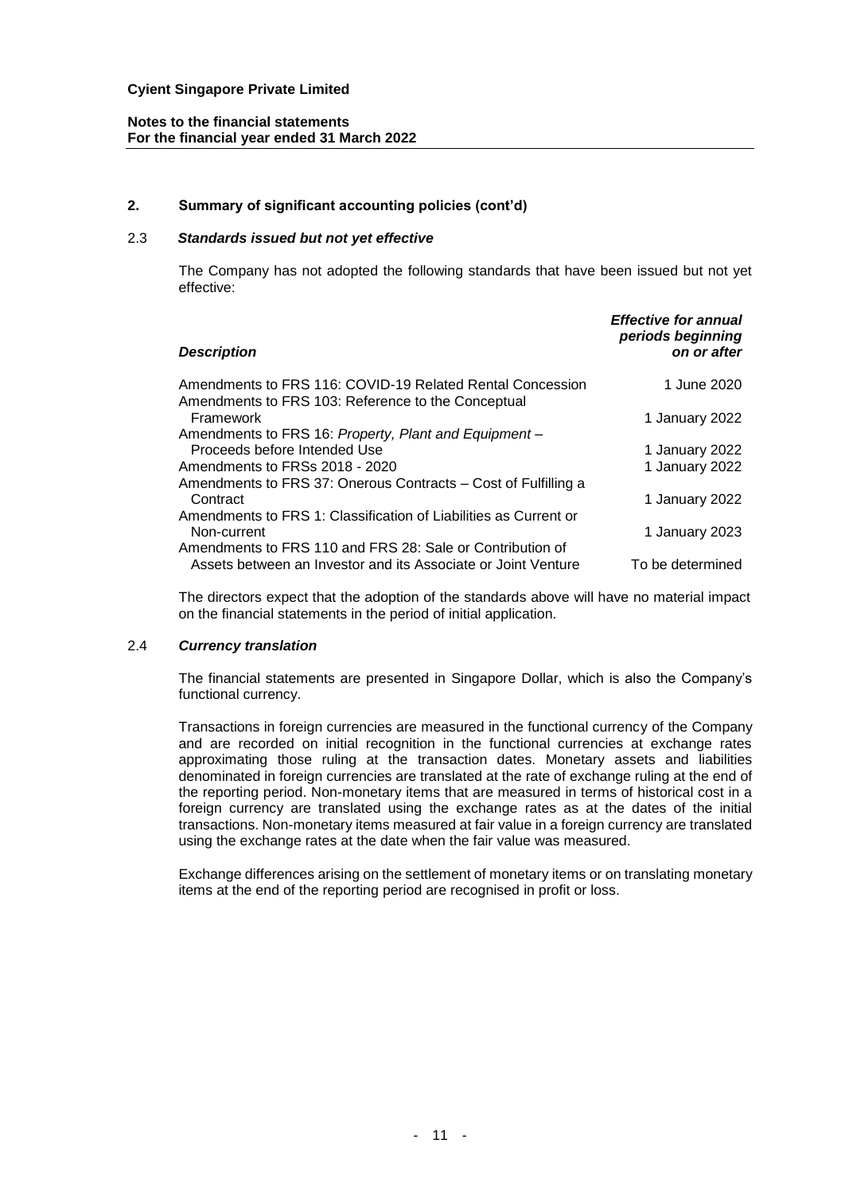## 2. Summary of significant accounting policies (cont'd)

### 2.3 *Standards issued but not yet effective*

The Company has not adopted the following standards that have been issued but not yet effective:

| *Description* | *Effective for annual periods beginning on or after* |
|---|---|
| Amendments to FRS 116: COVID-19 Related Rental Concession | 1 June 2020 |
| Amendments to FRS 103: Reference to the Conceptual Framework | 1 January 2022 |
| Amendments to FRS 16: *Property, Plant and Equipment* – Proceeds before Intended Use | 1 January 2022 |
| Amendments to FRSs 2018 - 2020 | 1 January 2022 |
| Amendments to FRS 37: Onerous Contracts – Cost of Fulfilling a Contract | 1 January 2022 |
| Amendments to FRS 1: Classification of Liabilities as Current or Non-current | 1 January 2023 |
| Amendments to FRS 110 and FRS 28: Sale or Contribution of Assets between an Investor and its Associate or Joint Venture | To be determined |

The directors expect that the adoption of the standards above will have no material impact on the financial statements in the period of initial application.

### 2.4 *Currency translation*

The financial statements are presented in Singapore Dollar, which is also the Company's functional currency.

Transactions in foreign currencies are measured in the functional currency of the Company and are recorded on initial recognition in the functional currencies at exchange rates approximating those ruling at the transaction dates. Monetary assets and liabilities denominated in foreign currencies are translated at the rate of exchange ruling at the end of the reporting period. Non-monetary items that are measured in terms of historical cost in a foreign currency are translated using the exchange rates as at the dates of the initial transactions. Non-monetary items measured at fair value in a foreign currency are translated using the exchange rates at the date when the fair value was measured.

Exchange differences arising on the settlement of monetary items or on translating monetary items at the end of the reporting period are recognised in profit or loss.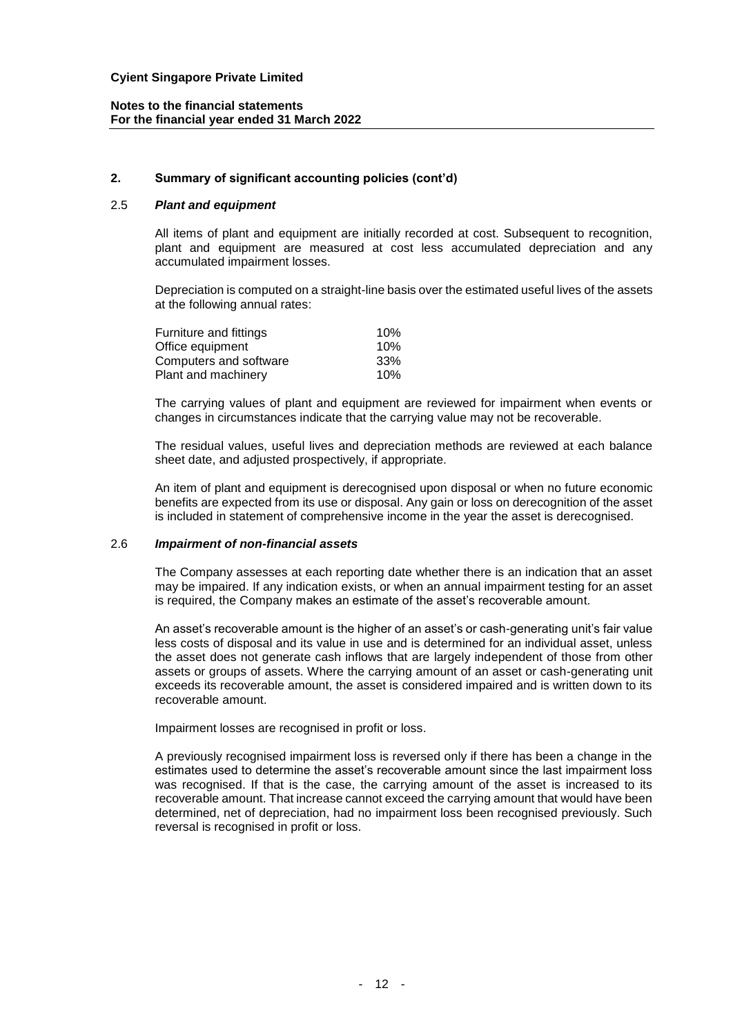## 2. Summary of significant accounting policies (cont'd)

### 2.5 *Plant and equipment*

All items of plant and equipment are initially recorded at cost. Subsequent to recognition, plant and equipment are measured at cost less accumulated depreciation and any accumulated impairment losses.

Depreciation is computed on a straight-line basis over the estimated useful lives of the assets at the following annual rates:

| | |
|---|---|
| Furniture and fittings | 10% |
| Office equipment | 10% |
| Computers and software | 33% |
| Plant and machinery | 10% |

The carrying values of plant and equipment are reviewed for impairment when events or changes in circumstances indicate that the carrying value may not be recoverable.

The residual values, useful lives and depreciation methods are reviewed at each balance sheet date, and adjusted prospectively, if appropriate.

An item of plant and equipment is derecognised upon disposal or when no future economic benefits are expected from its use or disposal. Any gain or loss on derecognition of the asset is included in statement of comprehensive income in the year the asset is derecognised.

### 2.6 *Impairment of non-financial assets*

The Company assesses at each reporting date whether there is an indication that an asset may be impaired. If any indication exists, or when an annual impairment testing for an asset is required, the Company makes an estimate of the asset's recoverable amount.

An asset's recoverable amount is the higher of an asset's or cash-generating unit's fair value less costs of disposal and its value in use and is determined for an individual asset, unless the asset does not generate cash inflows that are largely independent of those from other assets or groups of assets. Where the carrying amount of an asset or cash-generating unit exceeds its recoverable amount, the asset is considered impaired and is written down to its recoverable amount.

Impairment losses are recognised in profit or loss.

A previously recognised impairment loss is reversed only if there has been a change in the estimates used to determine the asset's recoverable amount since the last impairment loss was recognised. If that is the case, the carrying amount of the asset is increased to its recoverable amount. That increase cannot exceed the carrying amount that would have been determined, net of depreciation, had no impairment loss been recognised previously. Such reversal is recognised in profit or loss.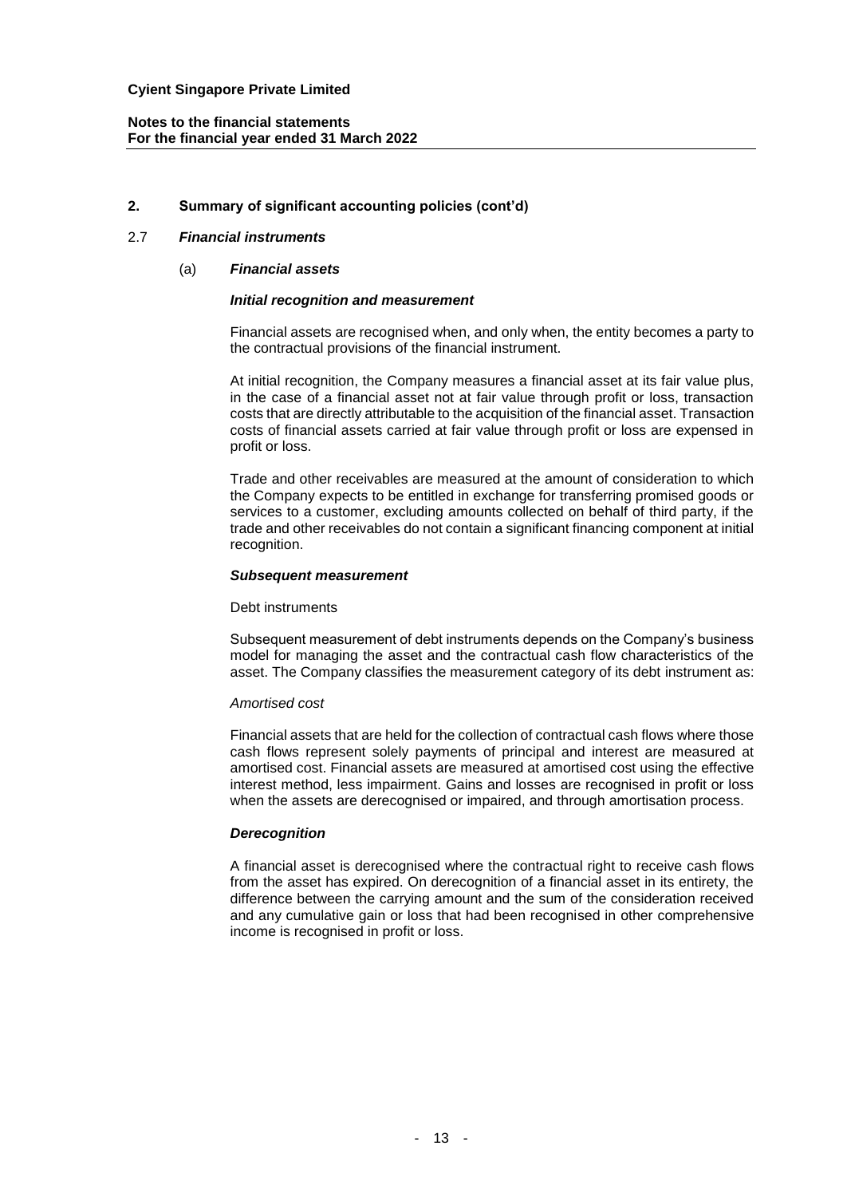## 2. Summary of significant accounting policies (cont'd)

### 2.7 *Financial instruments*

#### (a) *Financial assets*

***Initial recognition and measurement***

Financial assets are recognised when, and only when, the entity becomes a party to the contractual provisions of the financial instrument.

At initial recognition, the Company measures a financial asset at its fair value plus, in the case of a financial asset not at fair value through profit or loss, transaction costs that are directly attributable to the acquisition of the financial asset. Transaction costs of financial assets carried at fair value through profit or loss are expensed in profit or loss.

Trade and other receivables are measured at the amount of consideration to which the Company expects to be entitled in exchange for transferring promised goods or services to a customer, excluding amounts collected on behalf of third party, if the trade and other receivables do not contain a significant financing component at initial recognition.

***Subsequent measurement***

Debt instruments

Subsequent measurement of debt instruments depends on the Company's business model for managing the asset and the contractual cash flow characteristics of the asset. The Company classifies the measurement category of its debt instrument as:

*Amortised cost*

Financial assets that are held for the collection of contractual cash flows where those cash flows represent solely payments of principal and interest are measured at amortised cost. Financial assets are measured at amortised cost using the effective interest method, less impairment. Gains and losses are recognised in profit or loss when the assets are derecognised or impaired, and through amortisation process.

***Derecognition***

A financial asset is derecognised where the contractual right to receive cash flows from the asset has expired. On derecognition of a financial asset in its entirety, the difference between the carrying amount and the sum of the consideration received and any cumulative gain or loss that had been recognised in other comprehensive income is recognised in profit or loss.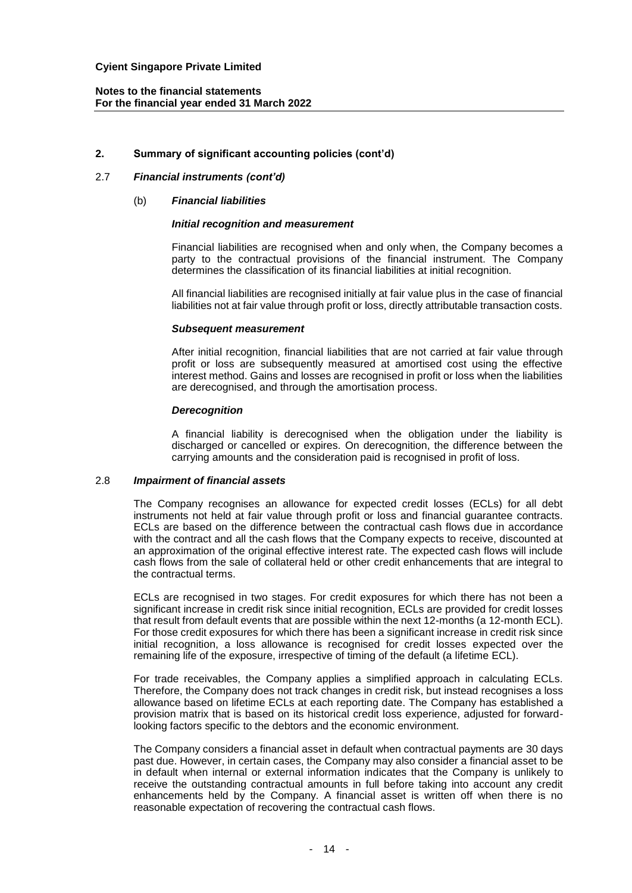## 2. Summary of significant accounting policies (cont'd)

### 2.7 *Financial instruments (cont'd)*

#### (b) *Financial liabilities*

***Initial recognition and measurement***

Financial liabilities are recognised when and only when, the Company becomes a party to the contractual provisions of the financial instrument. The Company determines the classification of its financial liabilities at initial recognition.

All financial liabilities are recognised initially at fair value plus in the case of financial liabilities not at fair value through profit or loss, directly attributable transaction costs.

***Subsequent measurement***

After initial recognition, financial liabilities that are not carried at fair value through profit or loss are subsequently measured at amortised cost using the effective interest method. Gains and losses are recognised in profit or loss when the liabilities are derecognised, and through the amortisation process.

***Derecognition***

A financial liability is derecognised when the obligation under the liability is discharged or cancelled or expires. On derecognition, the difference between the carrying amounts and the consideration paid is recognised in profit of loss.

### 2.8 *Impairment of financial assets*

The Company recognises an allowance for expected credit losses (ECLs) for all debt instruments not held at fair value through profit or loss and financial guarantee contracts. ECLs are based on the difference between the contractual cash flows due in accordance with the contract and all the cash flows that the Company expects to receive, discounted at an approximation of the original effective interest rate. The expected cash flows will include cash flows from the sale of collateral held or other credit enhancements that are integral to the contractual terms.

ECLs are recognised in two stages. For credit exposures for which there has not been a significant increase in credit risk since initial recognition, ECLs are provided for credit losses that result from default events that are possible within the next 12-months (a 12-month ECL). For those credit exposures for which there has been a significant increase in credit risk since initial recognition, a loss allowance is recognised for credit losses expected over the remaining life of the exposure, irrespective of timing of the default (a lifetime ECL).

For trade receivables, the Company applies a simplified approach in calculating ECLs. Therefore, the Company does not track changes in credit risk, but instead recognises a loss allowance based on lifetime ECLs at each reporting date. The Company has established a provision matrix that is based on its historical credit loss experience, adjusted for forward-looking factors specific to the debtors and the economic environment.

The Company considers a financial asset in default when contractual payments are 30 days past due. However, in certain cases, the Company may also consider a financial asset to be in default when internal or external information indicates that the Company is unlikely to receive the outstanding contractual amounts in full before taking into account any credit enhancements held by the Company. A financial asset is written off when there is no reasonable expectation of recovering the contractual cash flows.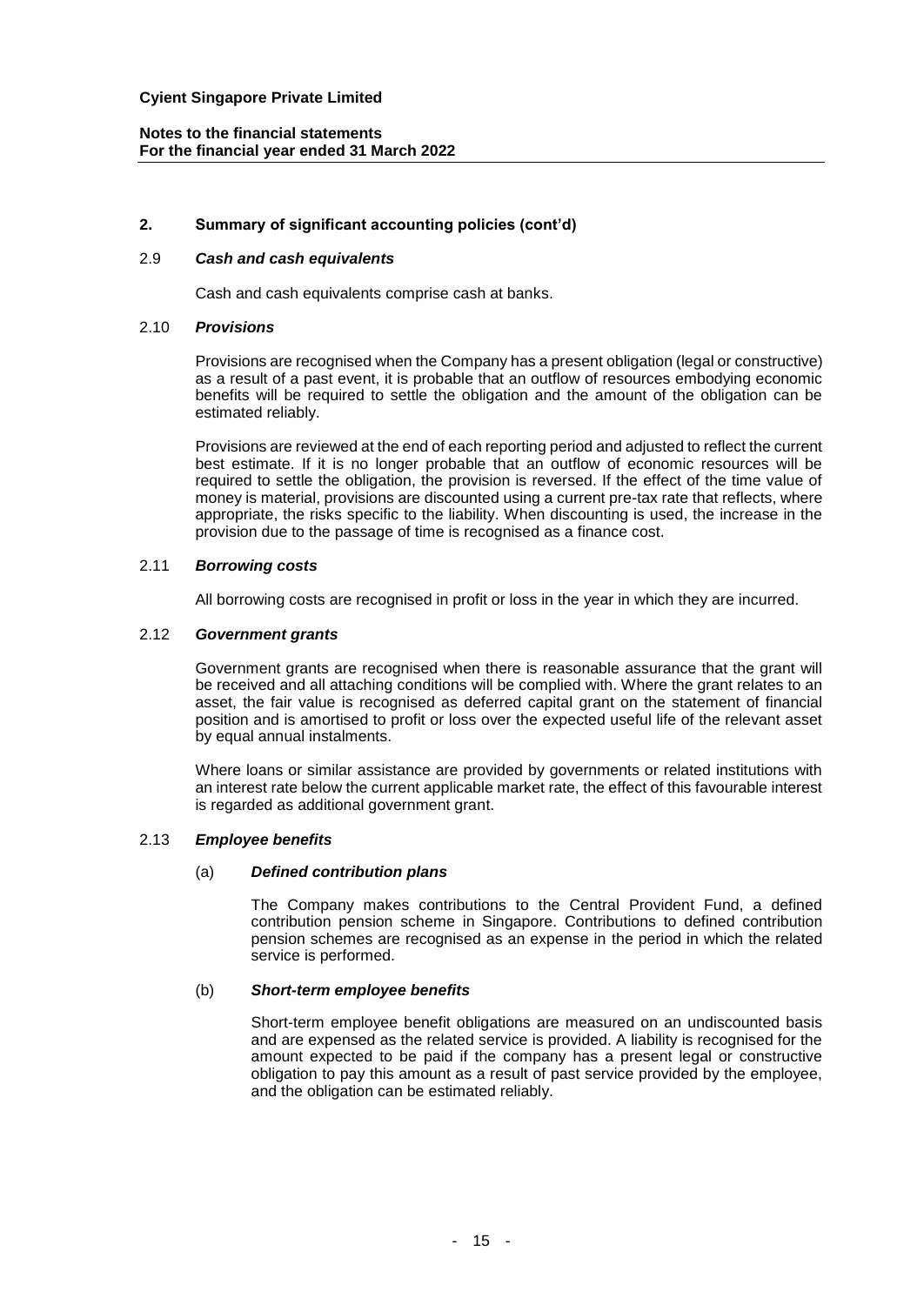## 2. Summary of significant accounting policies (cont'd)

### 2.9 *Cash and cash equivalents*

Cash and cash equivalents comprise cash at banks.

### 2.10 *Provisions*

Provisions are recognised when the Company has a present obligation (legal or constructive) as a result of a past event, it is probable that an outflow of resources embodying economic benefits will be required to settle the obligation and the amount of the obligation can be estimated reliably.

Provisions are reviewed at the end of each reporting period and adjusted to reflect the current best estimate. If it is no longer probable that an outflow of economic resources will be required to settle the obligation, the provision is reversed. If the effect of the time value of money is material, provisions are discounted using a current pre-tax rate that reflects, where appropriate, the risks specific to the liability. When discounting is used, the increase in the provision due to the passage of time is recognised as a finance cost.

### 2.11 *Borrowing costs*

All borrowing costs are recognised in profit or loss in the year in which they are incurred.

### 2.12 *Government grants*

Government grants are recognised when there is reasonable assurance that the grant will be received and all attaching conditions will be complied with. Where the grant relates to an asset, the fair value is recognised as deferred capital grant on the statement of financial position and is amortised to profit or loss over the expected useful life of the relevant asset by equal annual instalments.

Where loans or similar assistance are provided by governments or related institutions with an interest rate below the current applicable market rate, the effect of this favourable interest is regarded as additional government grant.

### 2.13 *Employee benefits*

#### (a) *Defined contribution plans*

The Company makes contributions to the Central Provident Fund, a defined contribution pension scheme in Singapore. Contributions to defined contribution pension schemes are recognised as an expense in the period in which the related service is performed.

#### (b) *Short-term employee benefits*

Short-term employee benefit obligations are measured on an undiscounted basis and are expensed as the related service is provided. A liability is recognised for the amount expected to be paid if the company has a present legal or constructive obligation to pay this amount as a result of past service provided by the employee, and the obligation can be estimated reliably.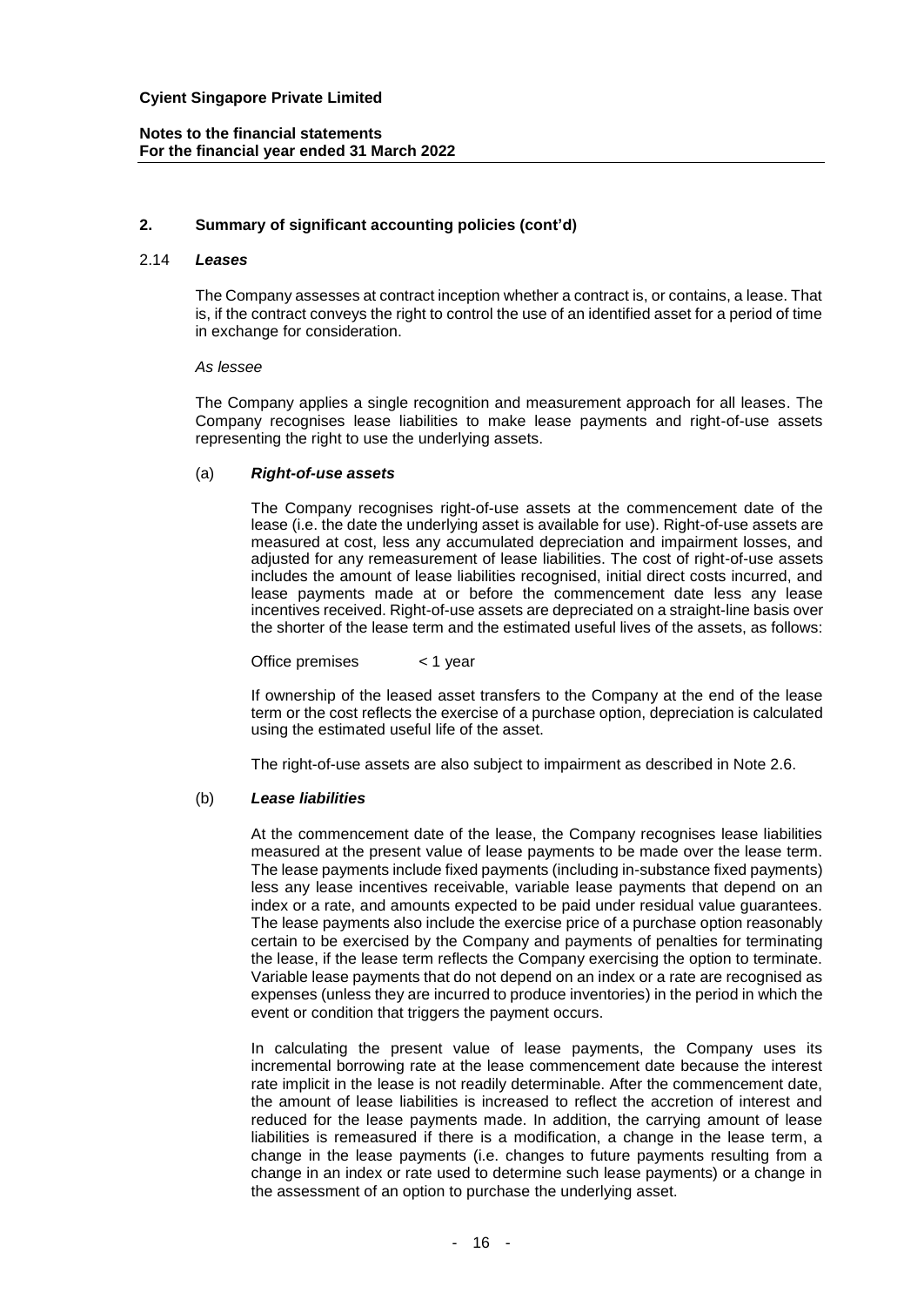## 2. Summary of significant accounting policies (cont'd)

### 2.14 *Leases*

The Company assesses at contract inception whether a contract is, or contains, a lease. That is, if the contract conveys the right to control the use of an identified asset for a period of time in exchange for consideration.

*As lessee*

The Company applies a single recognition and measurement approach for all leases. The Company recognises lease liabilities to make lease payments and right-of-use assets representing the right to use the underlying assets.

#### (a) *Right-of-use assets*

The Company recognises right-of-use assets at the commencement date of the lease (i.e. the date the underlying asset is available for use). Right-of-use assets are measured at cost, less any accumulated depreciation and impairment losses, and adjusted for any remeasurement of lease liabilities. The cost of right-of-use assets includes the amount of lease liabilities recognised, initial direct costs incurred, and lease payments made at or before the commencement date less any lease incentives received. Right-of-use assets are depreciated on a straight-line basis over the shorter of the lease term and the estimated useful lives of the assets, as follows:

| | |
|---|---|
| Office premises | < 1 year |

If ownership of the leased asset transfers to the Company at the end of the lease term or the cost reflects the exercise of a purchase option, depreciation is calculated using the estimated useful life of the asset.

The right-of-use assets are also subject to impairment as described in Note 2.6.

#### (b) *Lease liabilities*

At the commencement date of the lease, the Company recognises lease liabilities measured at the present value of lease payments to be made over the lease term. The lease payments include fixed payments (including in-substance fixed payments) less any lease incentives receivable, variable lease payments that depend on an index or a rate, and amounts expected to be paid under residual value guarantees. The lease payments also include the exercise price of a purchase option reasonably certain to be exercised by the Company and payments of penalties for terminating the lease, if the lease term reflects the Company exercising the option to terminate. Variable lease payments that do not depend on an index or a rate are recognised as expenses (unless they are incurred to produce inventories) in the period in which the event or condition that triggers the payment occurs.

In calculating the present value of lease payments, the Company uses its incremental borrowing rate at the lease commencement date because the interest rate implicit in the lease is not readily determinable. After the commencement date, the amount of lease liabilities is increased to reflect the accretion of interest and reduced for the lease payments made. In addition, the carrying amount of lease liabilities is remeasured if there is a modification, a change in the lease term, a change in the lease payments (i.e. changes to future payments resulting from a change in an index or rate used to determine such lease payments) or a change in the assessment of an option to purchase the underlying asset.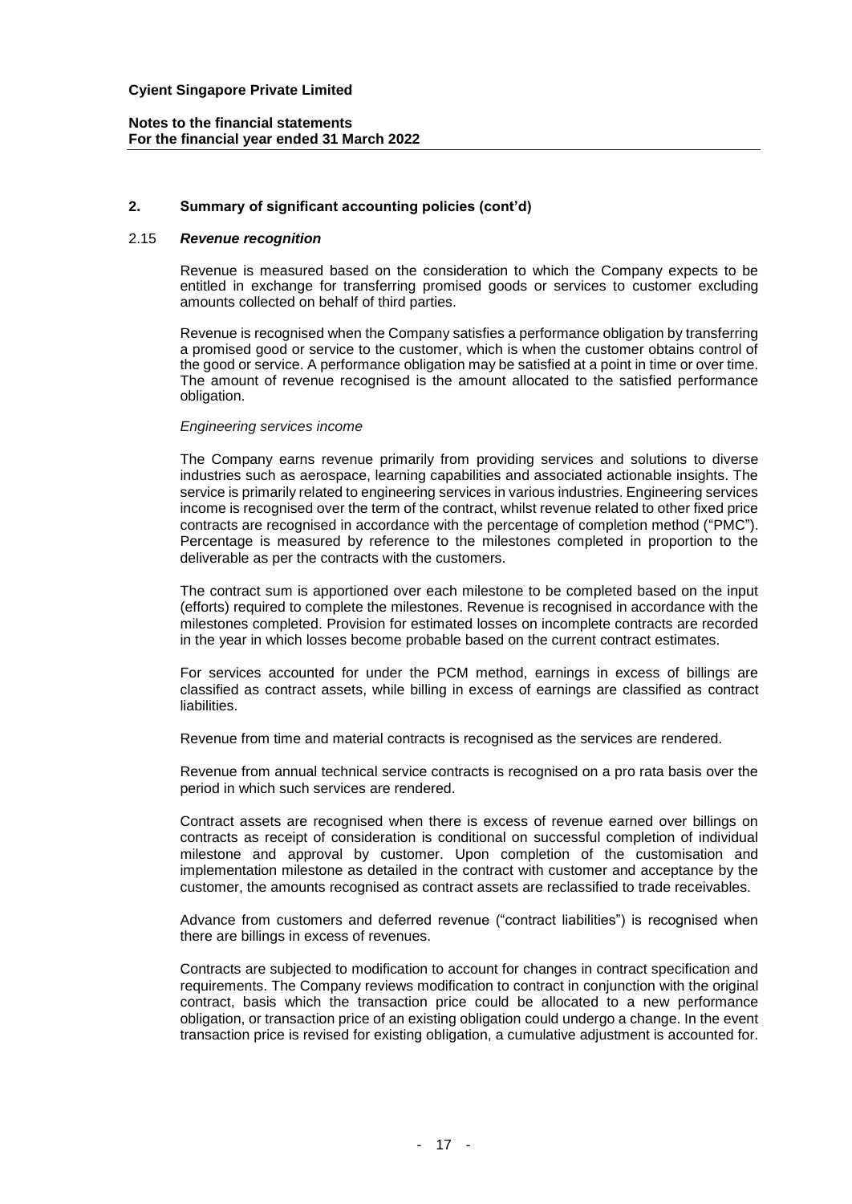## 2. Summary of significant accounting policies (cont'd)

### 2.15 *Revenue recognition*

Revenue is measured based on the consideration to which the Company expects to be entitled in exchange for transferring promised goods or services to customer excluding amounts collected on behalf of third parties.

Revenue is recognised when the Company satisfies a performance obligation by transferring a promised good or service to the customer, which is when the customer obtains control of the good or service. A performance obligation may be satisfied at a point in time or over time. The amount of revenue recognised is the amount allocated to the satisfied performance obligation.

*Engineering services income*

The Company earns revenue primarily from providing services and solutions to diverse industries such as aerospace, learning capabilities and associated actionable insights. The service is primarily related to engineering services in various industries. Engineering services income is recognised over the term of the contract, whilst revenue related to other fixed price contracts are recognised in accordance with the percentage of completion method ("PMC"). Percentage is measured by reference to the milestones completed in proportion to the deliverable as per the contracts with the customers.

The contract sum is apportioned over each milestone to be completed based on the input (efforts) required to complete the milestones. Revenue is recognised in accordance with the milestones completed. Provision for estimated losses on incomplete contracts are recorded in the year in which losses become probable based on the current contract estimates.

For services accounted for under the PCM method, earnings in excess of billings are classified as contract assets, while billing in excess of earnings are classified as contract liabilities.

Revenue from time and material contracts is recognised as the services are rendered.

Revenue from annual technical service contracts is recognised on a pro rata basis over the period in which such services are rendered.

Contract assets are recognised when there is excess of revenue earned over billings on contracts as receipt of consideration is conditional on successful completion of individual milestone and approval by customer. Upon completion of the customisation and implementation milestone as detailed in the contract with customer and acceptance by the customer, the amounts recognised as contract assets are reclassified to trade receivables.

Advance from customers and deferred revenue ("contract liabilities") is recognised when there are billings in excess of revenues.

Contracts are subjected to modification to account for changes in contract specification and requirements. The Company reviews modification to contract in conjunction with the original contract, basis which the transaction price could be allocated to a new performance obligation, or transaction price of an existing obligation could undergo a change. In the event transaction price is revised for existing obligation, a cumulative adjustment is accounted for.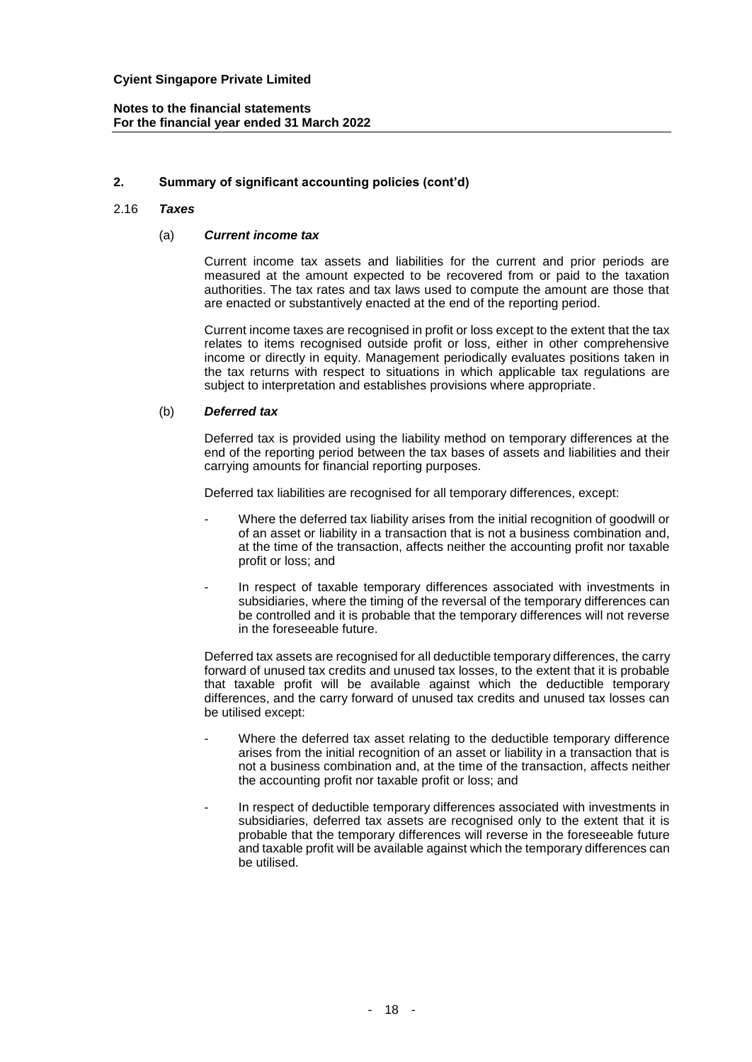## 2. Summary of significant accounting policies (cont'd)

### 2.16 *Taxes*

#### (a) *Current income tax*

Current income tax assets and liabilities for the current and prior periods are measured at the amount expected to be recovered from or paid to the taxation authorities. The tax rates and tax laws used to compute the amount are those that are enacted or substantively enacted at the end of the reporting period.

Current income taxes are recognised in profit or loss except to the extent that the tax relates to items recognised outside profit or loss, either in other comprehensive income or directly in equity. Management periodically evaluates positions taken in the tax returns with respect to situations in which applicable tax regulations are subject to interpretation and establishes provisions where appropriate.

#### (b) *Deferred tax*

Deferred tax is provided using the liability method on temporary differences at the end of the reporting period between the tax bases of assets and liabilities and their carrying amounts for financial reporting purposes.

Deferred tax liabilities are recognised for all temporary differences, except:

- Where the deferred tax liability arises from the initial recognition of goodwill or of an asset or liability in a transaction that is not a business combination and, at the time of the transaction, affects neither the accounting profit nor taxable profit or loss; and
- In respect of taxable temporary differences associated with investments in subsidiaries, where the timing of the reversal of the temporary differences can be controlled and it is probable that the temporary differences will not reverse in the foreseeable future.

Deferred tax assets are recognised for all deductible temporary differences, the carry forward of unused tax credits and unused tax losses, to the extent that it is probable that taxable profit will be available against which the deductible temporary differences, and the carry forward of unused tax credits and unused tax losses can be utilised except:

- Where the deferred tax asset relating to the deductible temporary difference arises from the initial recognition of an asset or liability in a transaction that is not a business combination and, at the time of the transaction, affects neither the accounting profit nor taxable profit or loss; and
- In respect of deductible temporary differences associated with investments in subsidiaries, deferred tax assets are recognised only to the extent that it is probable that the temporary differences will reverse in the foreseeable future and taxable profit will be available against which the temporary differences can be utilised.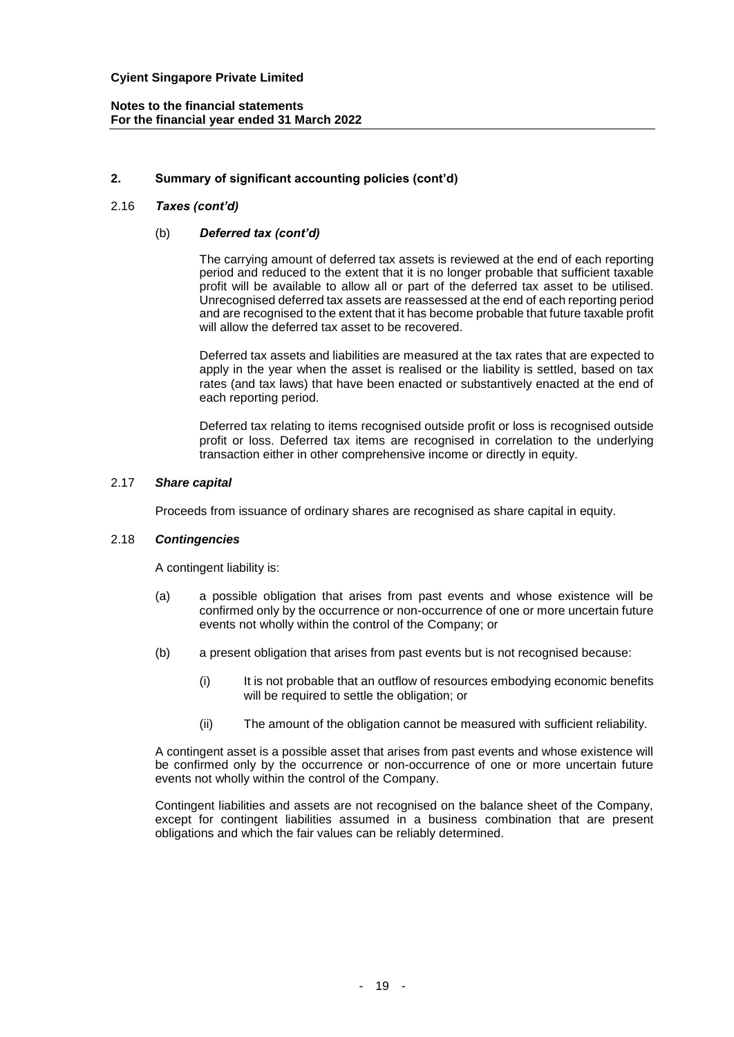## 2. Summary of significant accounting policies (cont'd)

### 2.16 *Taxes (cont'd)*

#### (b) *Deferred tax (cont'd)*

The carrying amount of deferred tax assets is reviewed at the end of each reporting period and reduced to the extent that it is no longer probable that sufficient taxable profit will be available to allow all or part of the deferred tax asset to be utilised. Unrecognised deferred tax assets are reassessed at the end of each reporting period and are recognised to the extent that it has become probable that future taxable profit will allow the deferred tax asset to be recovered.

Deferred tax assets and liabilities are measured at the tax rates that are expected to apply in the year when the asset is realised or the liability is settled, based on tax rates (and tax laws) that have been enacted or substantively enacted at the end of each reporting period.

Deferred tax relating to items recognised outside profit or loss is recognised outside profit or loss. Deferred tax items are recognised in correlation to the underlying transaction either in other comprehensive income or directly in equity.

### 2.17 *Share capital*

Proceeds from issuance of ordinary shares are recognised as share capital in equity.

### 2.18 *Contingencies*

A contingent liability is:

(a) a possible obligation that arises from past events and whose existence will be confirmed only by the occurrence or non-occurrence of one or more uncertain future events not wholly within the control of the Company; or

(b) a present obligation that arises from past events but is not recognised because:

   (i) It is not probable that an outflow of resources embodying economic benefits will be required to settle the obligation; or

   (ii) The amount of the obligation cannot be measured with sufficient reliability.

A contingent asset is a possible asset that arises from past events and whose existence will be confirmed only by the occurrence or non-occurrence of one or more uncertain future events not wholly within the control of the Company.

Contingent liabilities and assets are not recognised on the balance sheet of the Company, except for contingent liabilities assumed in a business combination that are present obligations and which the fair values can be reliably determined.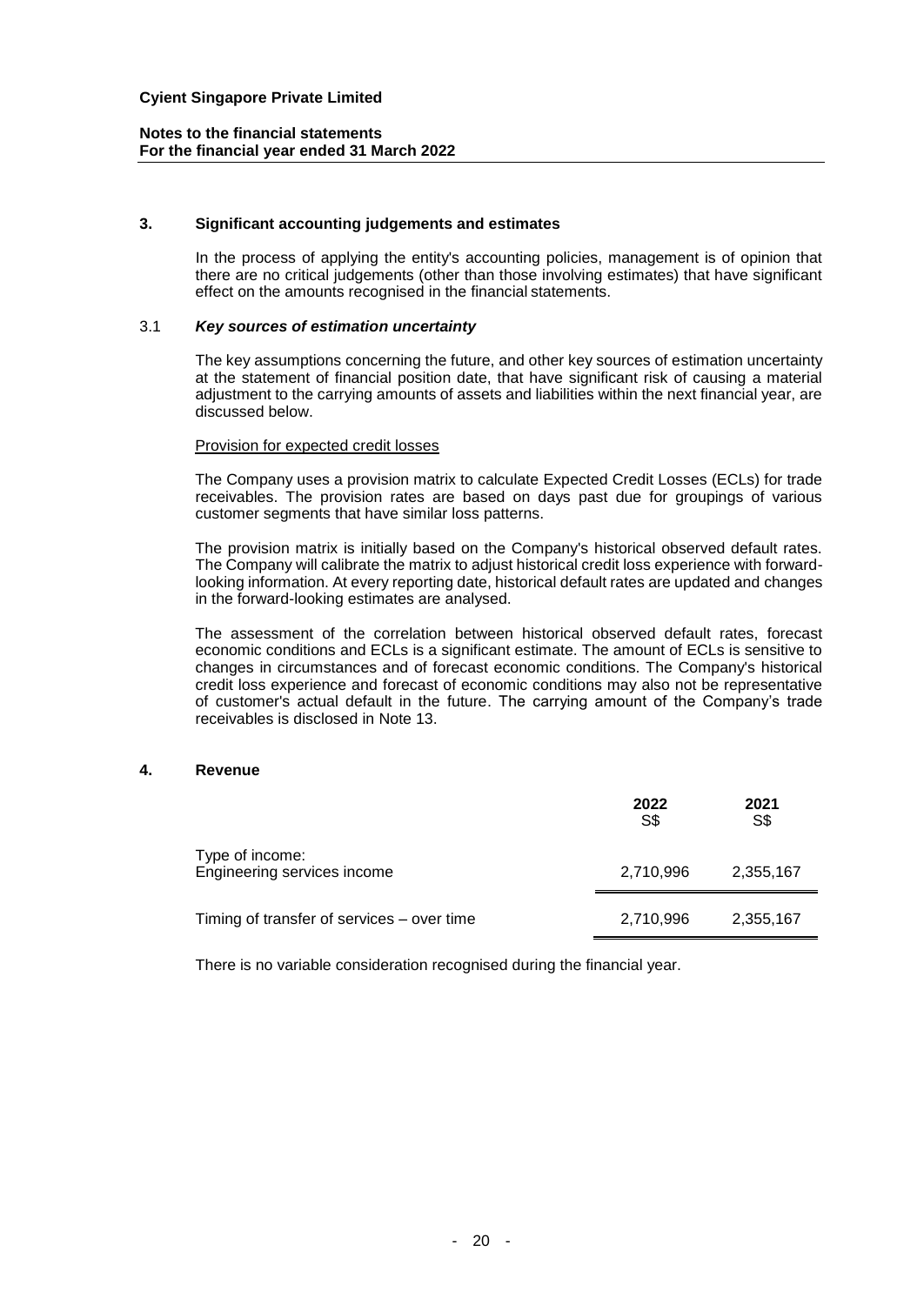## 3. Significant accounting judgements and estimates

In the process of applying the entity's accounting policies, management is of opinion that there are no critical judgements (other than those involving estimates) that have significant effect on the amounts recognised in the financial statements.

### 3.1 *Key sources of estimation uncertainty*

The key assumptions concerning the future, and other key sources of estimation uncertainty at the statement of financial position date, that have significant risk of causing a material adjustment to the carrying amounts of assets and liabilities within the next financial year, are discussed below.

Provision for expected credit losses

The Company uses a provision matrix to calculate Expected Credit Losses (ECLs) for trade receivables. The provision rates are based on days past due for groupings of various customer segments that have similar loss patterns.

The provision matrix is initially based on the Company's historical observed default rates. The Company will calibrate the matrix to adjust historical credit loss experience with forward-looking information. At every reporting date, historical default rates are updated and changes in the forward-looking estimates are analysed.

The assessment of the correlation between historical observed default rates, forecast economic conditions and ECLs is a significant estimate. The amount of ECLs is sensitive to changes in circumstances and of forecast economic conditions. The Company's historical credit loss experience and forecast of economic conditions may also not be representative of customer's actual default in the future. The carrying amount of the Company's trade receivables is disclosed in Note 13.

## 4. Revenue

| | 2022 S$ | 2021 S$ |
|---|---|---|
| Type of income: | | |
| Engineering services income | 2,710,996 | 2,355,167 |
| Timing of transfer of services – over time | 2,710,996 | 2,355,167 |

There is no variable consideration recognised during the financial year.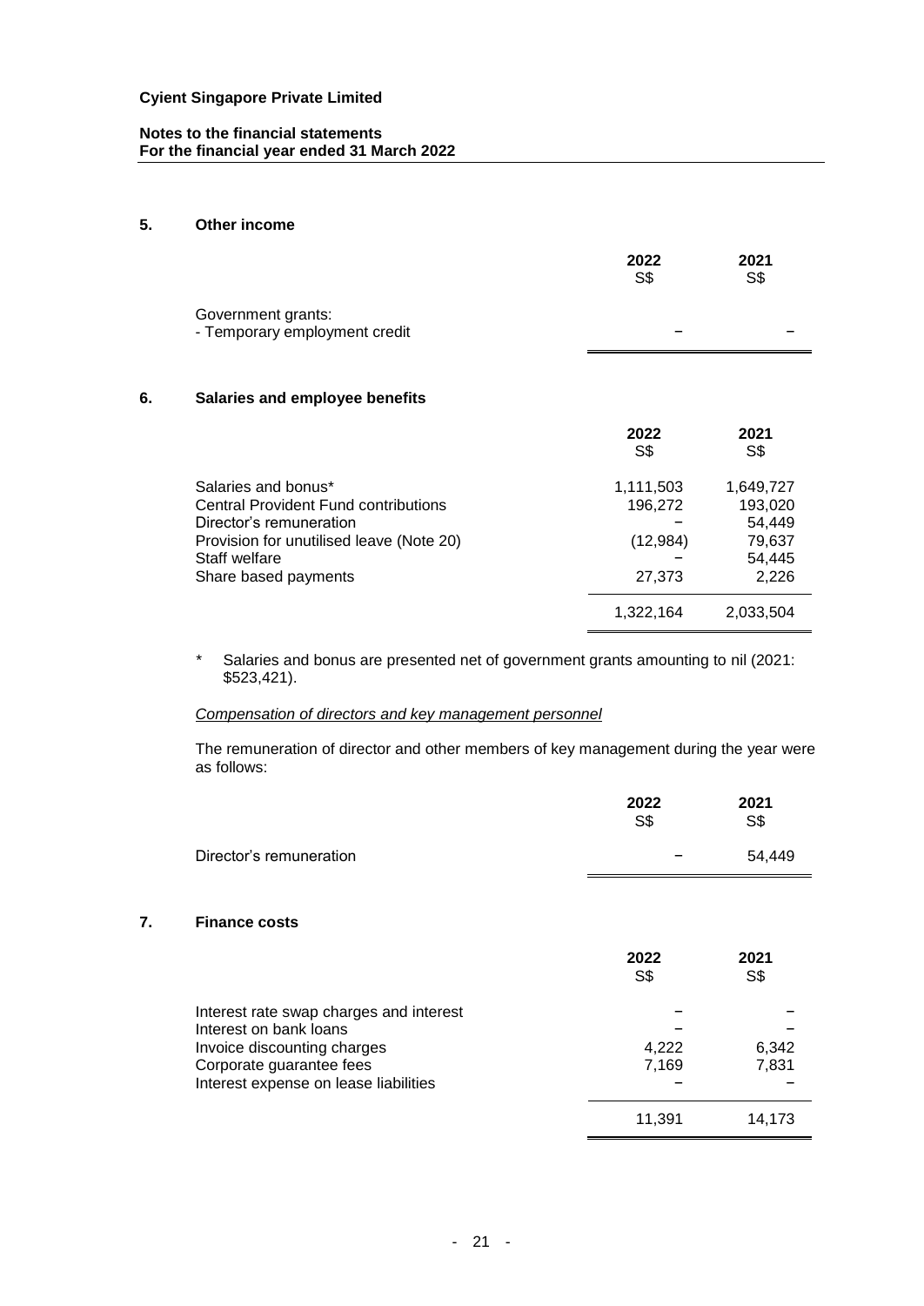## 5. Other income

| | 2022<br>S$ | 2021<br>S$ |
|---|---|---|
| Government grants: | | |
| - Temporary employment credit | – | – |

## 6. Salaries and employee benefits

| | 2022<br>S$ | 2021<br>S$ |
|---|---|---|
| Salaries and bonus* | 1,111,503 | 1,649,727 |
| Central Provident Fund contributions | 196,272 | 193,020 |
| Director's remuneration | – | 54,449 |
| Provision for unutilised leave (Note 20) | (12,984) | 79,637 |
| Staff welfare | – | 54,445 |
| Share based payments | 27,373 | 2,226 |
| | 1,322,164 | 2,033,504 |

\* Salaries and bonus are presented net of government grants amounting to nil (2021: $523,421).

*Compensation of directors and key management personnel*

The remuneration of director and other members of key management during the year were as follows:

| | 2022<br>S$ | 2021<br>S$ |
|---|---|---|
| Director's remuneration | – | 54,449 |

## 7. Finance costs

| | 2022<br>S$ | 2021<br>S$ |
|---|---|---|
| Interest rate swap charges and interest | – | – |
| Interest on bank loans | – | – |
| Invoice discounting charges | 4,222 | 6,342 |
| Corporate guarantee fees | 7,169 | 7,831 |
| Interest expense on lease liabilities | – | – |
| | 11,391 | 14,173 |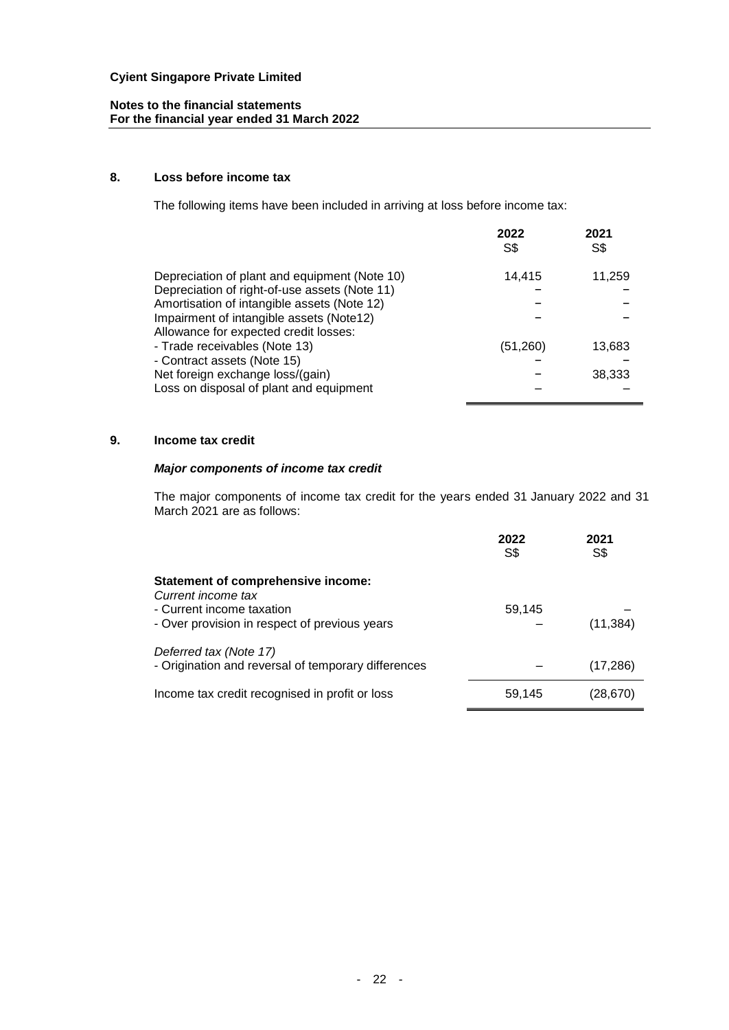**Cyient Singapore Private Limited**

**Notes to the financial statements**
**For the financial year ended 31 March 2022**

## 8. Loss before income tax

The following items have been included in arriving at loss before income tax:

| | 2022<br>S$ | 2021<br>S$ |
|---|---|---|
| Depreciation of plant and equipment (Note 10) | 14,415 | 11,259 |
| Depreciation of right-of-use assets (Note 11) | – | – |
| Amortisation of intangible assets (Note 12) | – | – |
| Impairment of intangible assets (Note12) | – | – |
| Allowance for expected credit losses: | | |
| - Trade receivables (Note 13) | (51,260) | 13,683 |
| - Contract assets (Note 15) | – | – |
| Net foreign exchange loss/(gain) | – | 38,333 |
| Loss on disposal of plant and equipment | – | – |

## 9. Income tax credit

### *Major components of income tax credit*

The major components of income tax credit for the years ended 31 January 2022 and 31 March 2021 are as follows:

| | 2022<br>S$ | 2021<br>S$ |
|---|---|---|
| **Statement of comprehensive income:** | | |
| *Current income tax* | | |
| - Current income taxation | 59,145 | – |
| - Over provision in respect of previous years | – | (11,384) |
| *Deferred tax (Note 17)* | | |
| - Origination and reversal of temporary differences | – | (17,286) |
| Income tax credit recognised in profit or loss | 59,145 | (28,670) |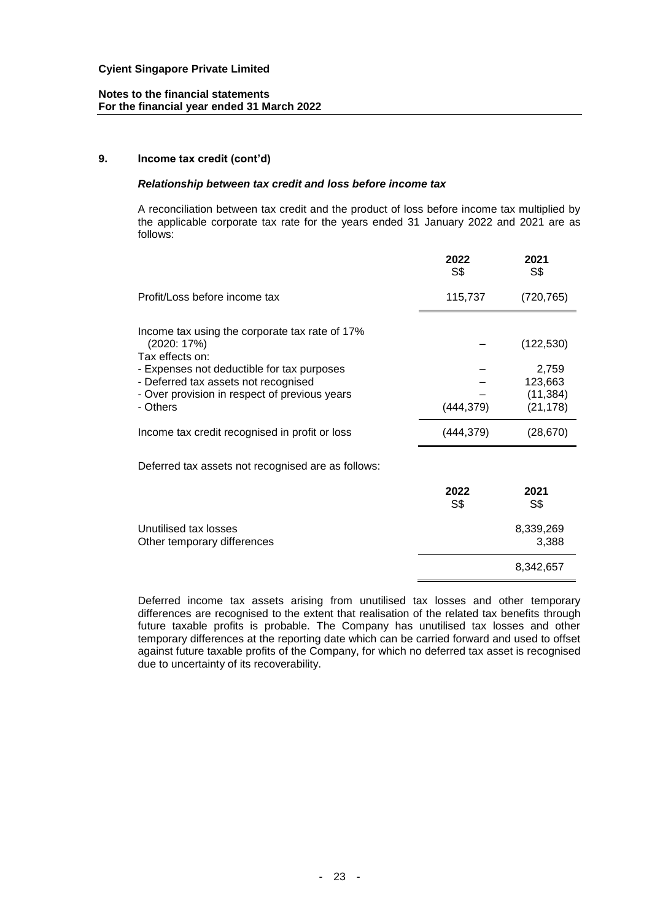## 9. Income tax credit (cont'd)

### *Relationship between tax credit and loss before income tax*

A reconciliation between tax credit and the product of loss before income tax multiplied by the applicable corporate tax rate for the years ended 31 January 2022 and 2021 are as follows:

| | 2022<br>S$ | 2021<br>S$ |
|---|---|---|
| Profit/Loss before income tax | 115,737 | (720,765) |
| Income tax using the corporate tax rate of 17% (2020: 17%) | – | (122,530) |
| Tax effects on: | | |
| - Expenses not deductible for tax purposes | – | 2,759 |
| - Deferred tax assets not recognised | – | 123,663 |
| - Over provision in respect of previous years | – | (11,384) |
| - Others | (444,379) | (21,178) |
| Income tax credit recognised in profit or loss | (444,379) | (28,670) |

Deferred tax assets not recognised are as follows:

| | 2022<br>S$ | 2021<br>S$ |
|---|---|---|
| Unutilised tax losses | | 8,339,269 |
| Other temporary differences | | 3,388 |
| | | 8,342,657 |

Deferred income tax assets arising from unutilised tax losses and other temporary differences are recognised to the extent that realisation of the related tax benefits through future taxable profits is probable. The Company has unutilised tax losses and other temporary differences at the reporting date which can be carried forward and used to offset against future taxable profits of the Company, for which no deferred tax asset is recognised due to uncertainty of its recoverability.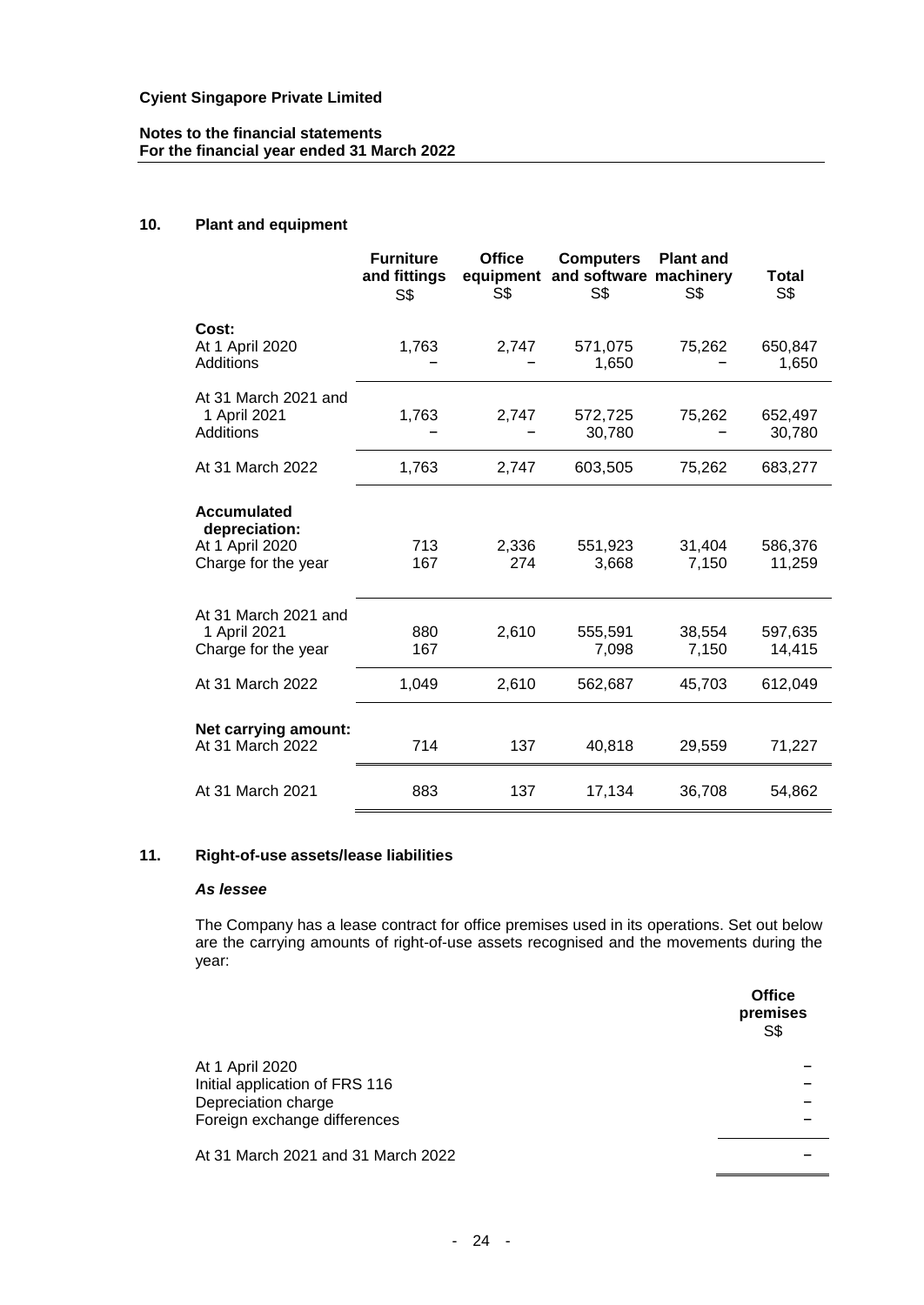**Cyient Singapore Private Limited**

**Notes to the financial statements**
**For the financial year ended 31 March 2022**

## 10. Plant and equipment

| | Furniture and fittings S$ | Office equipment S$ | Computers and software S$ | Plant and machinery S$ | Total S$ |
|---|---|---|---|---|---|
| **Cost:** | | | | | |
| At 1 April 2020 | 1,763 | 2,747 | 571,075 | 75,262 | 650,847 |
| Additions | – | – | 1,650 | – | 1,650 |
| At 31 March 2021 and 1 April 2021 | 1,763 | 2,747 | 572,725 | 75,262 | 652,497 |
| Additions | – | – | 30,780 | – | 30,780 |
| At 31 March 2022 | 1,763 | 2,747 | 603,505 | 75,262 | 683,277 |
| **Accumulated depreciation:** | | | | | |
| At 1 April 2020 | 713 | 2,336 | 551,923 | 31,404 | 586,376 |
| Charge for the year | 167 | 274 | 3,668 | 7,150 | 11,259 |
| At 31 March 2021 and 1 April 2021 | 880 | 2,610 | 555,591 | 38,554 | 597,635 |
| Charge for the year | 167 | | 7,098 | 7,150 | 14,415 |
| At 31 March 2022 | 1,049 | 2,610 | 562,687 | 45,703 | 612,049 |
| **Net carrying amount:** | | | | | |
| At 31 March 2022 | 714 | 137 | 40,818 | 29,559 | 71,227 |
| At 31 March 2021 | 883 | 137 | 17,134 | 36,708 | 54,862 |

## 11. Right-of-use assets/lease liabilities

***As lessee***

The Company has a lease contract for office premises used in its operations. Set out below are the carrying amounts of right-of-use assets recognised and the movements during the year:

| | Office premises S$ |
|---|---|
| At 1 April 2020 | – |
| Initial application of FRS 116 | – |
| Depreciation charge | – |
| Foreign exchange differences | – |
| At 31 March 2021 and 31 March 2022 | – |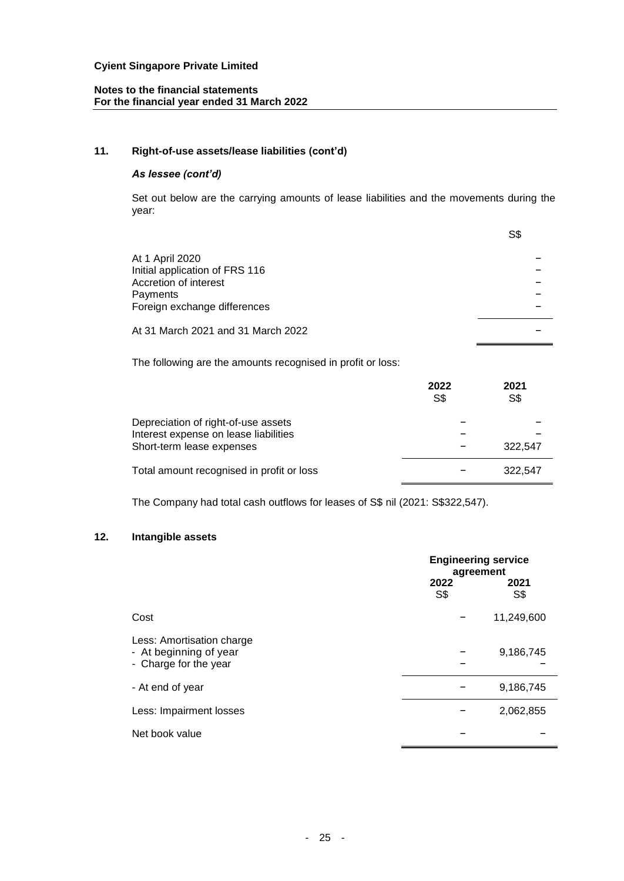## 11. Right-of-use assets/lease liabilities (cont'd)

### *As lessee (cont'd)*

Set out below are the carrying amounts of lease liabilities and the movements during the year:

| | S$ |
|---|---|
| At 1 April 2020 | – |
| Initial application of FRS 116 | – |
| Accretion of interest | – |
| Payments | – |
| Foreign exchange differences | – |
| At 31 March 2021 and 31 March 2022 | – |

The following are the amounts recognised in profit or loss:

| | 2022<br>S$ | 2021<br>S$ |
|---|---|---|
| Depreciation of right-of-use assets | – | – |
| Interest expense on lease liabilities | – | – |
| Short-term lease expenses | – | 322,547 |
| Total amount recognised in profit or loss | – | 322,547 |

The Company had total cash outflows for leases of S$ nil (2021: S$322,547).

## 12. Intangible assets

| | Engineering service agreement | |
|---|---|---|
| | 2022<br>S$ | 2021<br>S$ |
| Cost | – | 11,249,600 |
| Less: Amortisation charge | | |
| - At beginning of year | – | 9,186,745 |
| - Charge for the year | – | – |
| - At end of year | – | 9,186,745 |
| Less: Impairment losses | – | 2,062,855 |
| Net book value | – | – |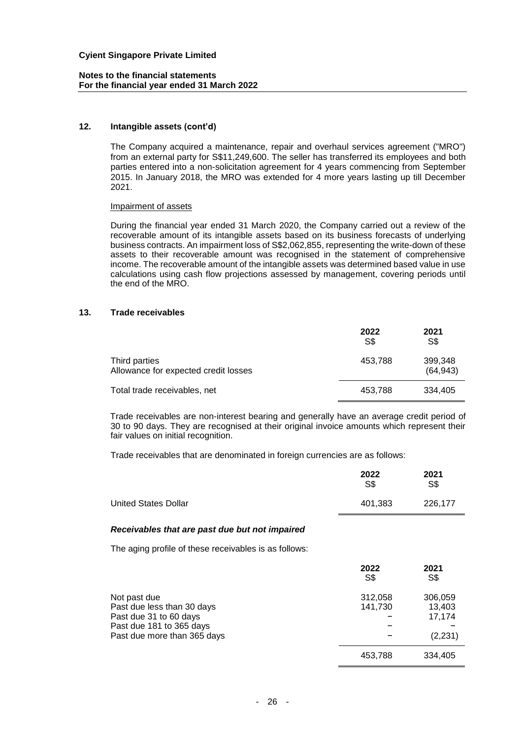## 12. Intangible assets (cont'd)

The Company acquired a maintenance, repair and overhaul services agreement ("MRO") from an external party for S$11,249,600. The seller has transferred its employees and both parties entered into a non-solicitation agreement for 4 years commencing from September 2015. In January 2018, the MRO was extended for 4 more years lasting up till December 2021.

Impairment of assets

During the financial year ended 31 March 2020, the Company carried out a review of the recoverable amount of its intangible assets based on its business forecasts of underlying business contracts. An impairment loss of S$2,062,855, representing the write-down of these assets to their recoverable amount was recognised in the statement of comprehensive income. The recoverable amount of the intangible assets was determined based value in use calculations using cash flow projections assessed by management, covering periods until the end of the MRO.

## 13. Trade receivables

| | 2022 S$ | 2021 S$ |
|---|---|---|
| Third parties | 453,788 | 399,348 |
| Allowance for expected credit losses | | (64,943) |
| Total trade receivables, net | 453,788 | 334,405 |

Trade receivables are non-interest bearing and generally have an average credit period of 30 to 90 days. They are recognised at their original invoice amounts which represent their fair values on initial recognition.

Trade receivables that are denominated in foreign currencies are as follows:

| | 2022 S$ | 2021 S$ |
|---|---|---|
| United States Dollar | 401,383 | 226,177 |

***Receivables that are past due but not impaired***

The aging profile of these receivables is as follows:

| | 2022 S$ | 2021 S$ |
|---|---|---|
| Not past due | 312,058 | 306,059 |
| Past due less than 30 days | 141,730 | 13,403 |
| Past due 31 to 60 days | – | 17,174 |
| Past due 181 to 365 days | – | – |
| Past due more than 365 days | – | (2,231) |
| | 453,788 | 334,405 |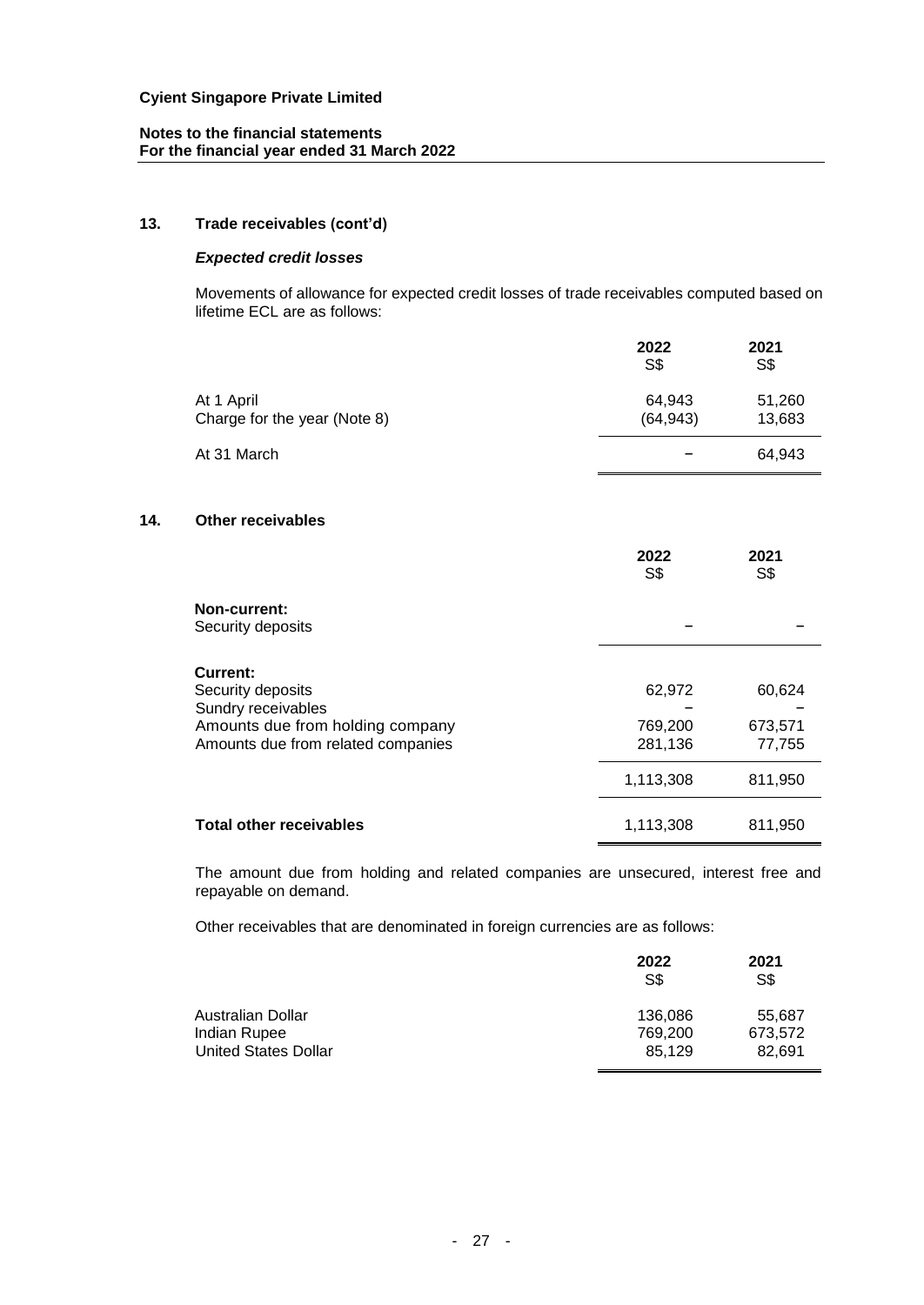## 13. Trade receivables (cont'd)

### *Expected credit losses*

Movements of allowance for expected credit losses of trade receivables computed based on lifetime ECL are as follows:

| | 2022<br>S$ | 2021<br>S$ |
|---|---|---|
| At 1 April | 64,943 | 51,260 |
| Charge for the year (Note 8) | (64,943) | 13,683 |
| At 31 March | – | 64,943 |

## 14. Other receivables

| | 2022<br>S$ | 2021<br>S$ |
|---|---|---|
| **Non-current:** | | |
| Security deposits | – | – |
| **Current:** | | |
| Security deposits | 62,972 | 60,624 |
| Sundry receivables | – | – |
| Amounts due from holding company | 769,200 | 673,571 |
| Amounts due from related companies | 281,136 | 77,755 |
| | 1,113,308 | 811,950 |
| **Total other receivables** | 1,113,308 | 811,950 |

The amount due from holding and related companies are unsecured, interest free and repayable on demand.

Other receivables that are denominated in foreign currencies are as follows:

| | 2022<br>S$ | 2021<br>S$ |
|---|---|---|
| Australian Dollar | 136,086 | 55,687 |
| Indian Rupee | 769,200 | 673,572 |
| United States Dollar | 85,129 | 82,691 |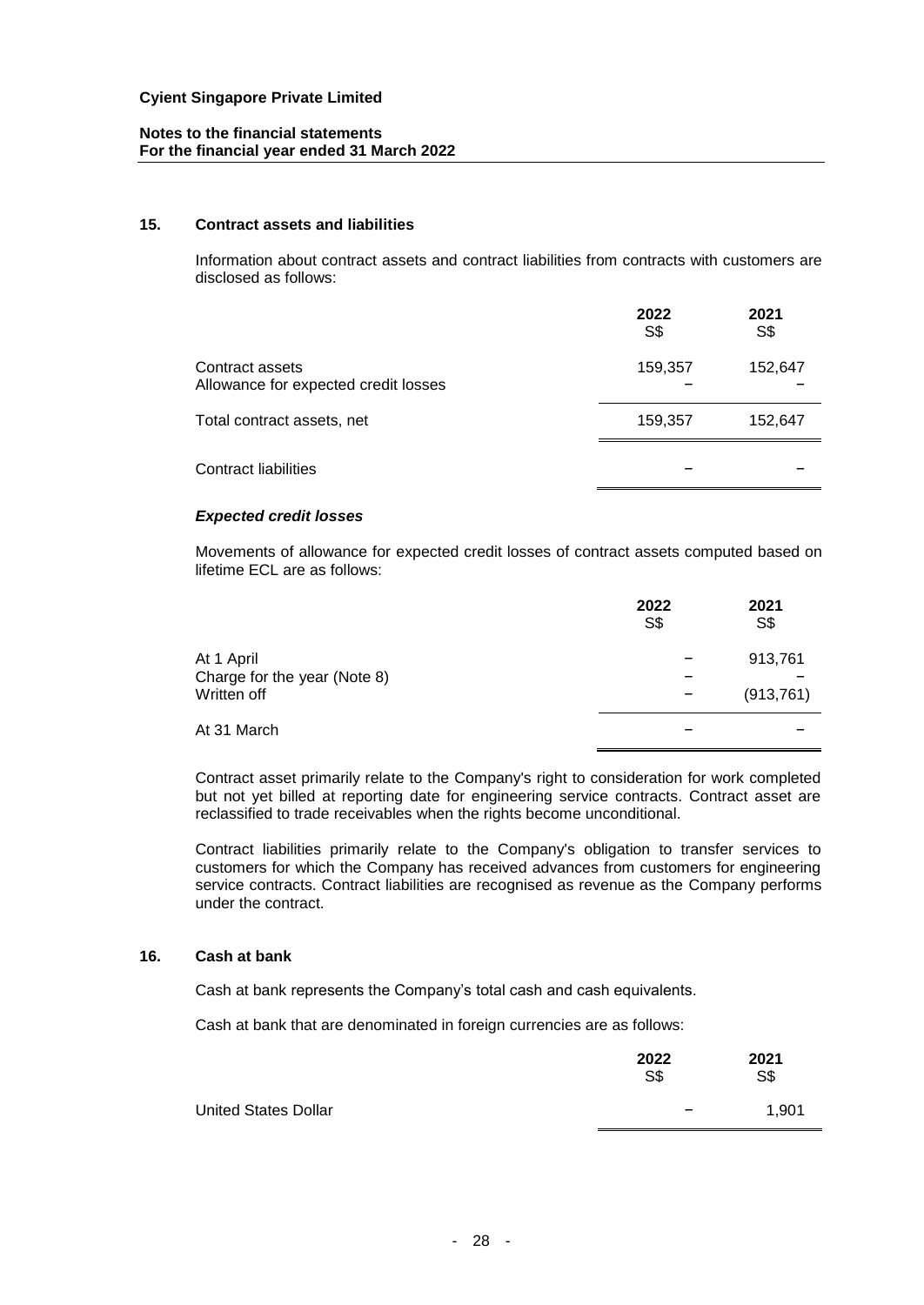## 15. Contract assets and liabilities

Information about contract assets and contract liabilities from contracts with customers are disclosed as follows:

| | 2022 S$ | 2021 S$ |
|---|---|---|
| Contract assets | 159,357 | 152,647 |
| Allowance for expected credit losses | – | – |
| Total contract assets, net | 159,357 | 152,647 |
| Contract liabilities | – | – |

### *Expected credit losses*

Movements of allowance for expected credit losses of contract assets computed based on lifetime ECL are as follows:

| | 2022 S$ | 2021 S$ |
|---|---|---|
| At 1 April | – | 913,761 |
| Charge for the year (Note 8) | – | – |
| Written off | – | (913,761) |
| At 31 March | – | – |

Contract asset primarily relate to the Company's right to consideration for work completed but not yet billed at reporting date for engineering service contracts. Contract asset are reclassified to trade receivables when the rights become unconditional.

Contract liabilities primarily relate to the Company's obligation to transfer services to customers for which the Company has received advances from customers for engineering service contracts. Contract liabilities are recognised as revenue as the Company performs under the contract.

## 16. Cash at bank

Cash at bank represents the Company's total cash and cash equivalents.

Cash at bank that are denominated in foreign currencies are as follows:

| | 2022 S$ | 2021 S$ |
|---|---|---|
| United States Dollar | – | 1,901 |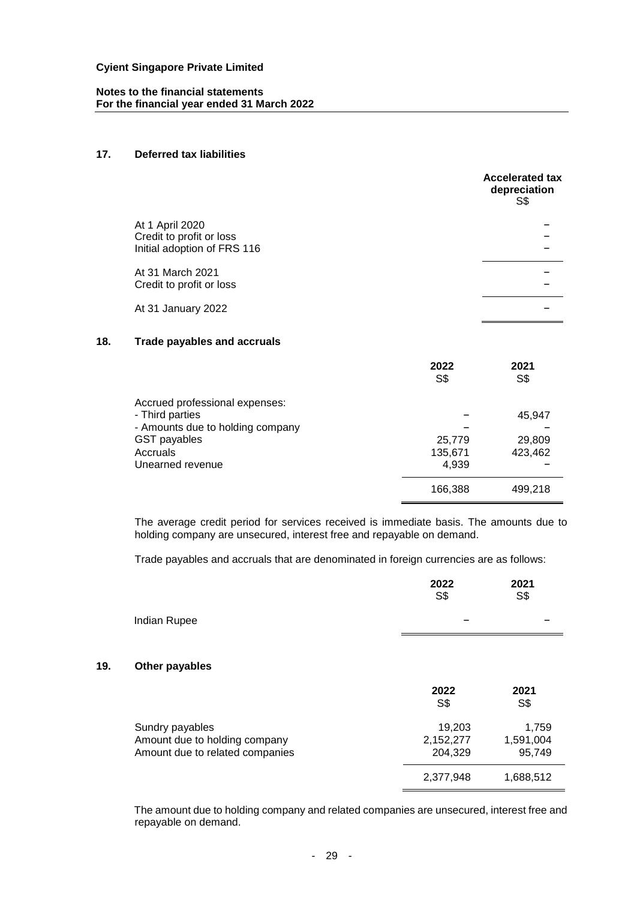**Cyient Singapore Private Limited**

**Notes to the financial statements**
**For the financial year ended 31 March 2022**

## 17. Deferred tax liabilities

| | Accelerated tax depreciation S$ |
|---|---|
| At 1 April 2020 | – |
| Credit to profit or loss | – |
| Initial adoption of FRS 116 | – |
| At 31 March 2021 | – |
| Credit to profit or loss | – |
| At 31 January 2022 | – |

## 18. Trade payables and accruals

| | 2022 S$ | 2021 S$ |
|---|---|---|
| Accrued professional expenses: | | |
| - Third parties | – | 45,947 |
| - Amounts due to holding company | – | – |
| GST payables | 25,779 | 29,809 |
| Accruals | 135,671 | 423,462 |
| Unearned revenue | 4,939 | – |
| | 166,388 | 499,218 |

The average credit period for services received is immediate basis. The amounts due to holding company are unsecured, interest free and repayable on demand.

Trade payables and accruals that are denominated in foreign currencies are as follows:

| | 2022 S$ | 2021 S$ |
|---|---|---|
| Indian Rupee | – | – |

## 19. Other payables

| | 2022 S$ | 2021 S$ |
|---|---|---|
| Sundry payables | 19,203 | 1,759 |
| Amount due to holding company | 2,152,277 | 1,591,004 |
| Amount due to related companies | 204,329 | 95,749 |
| | 2,377,948 | 1,688,512 |

The amount due to holding company and related companies are unsecured, interest free and repayable on demand.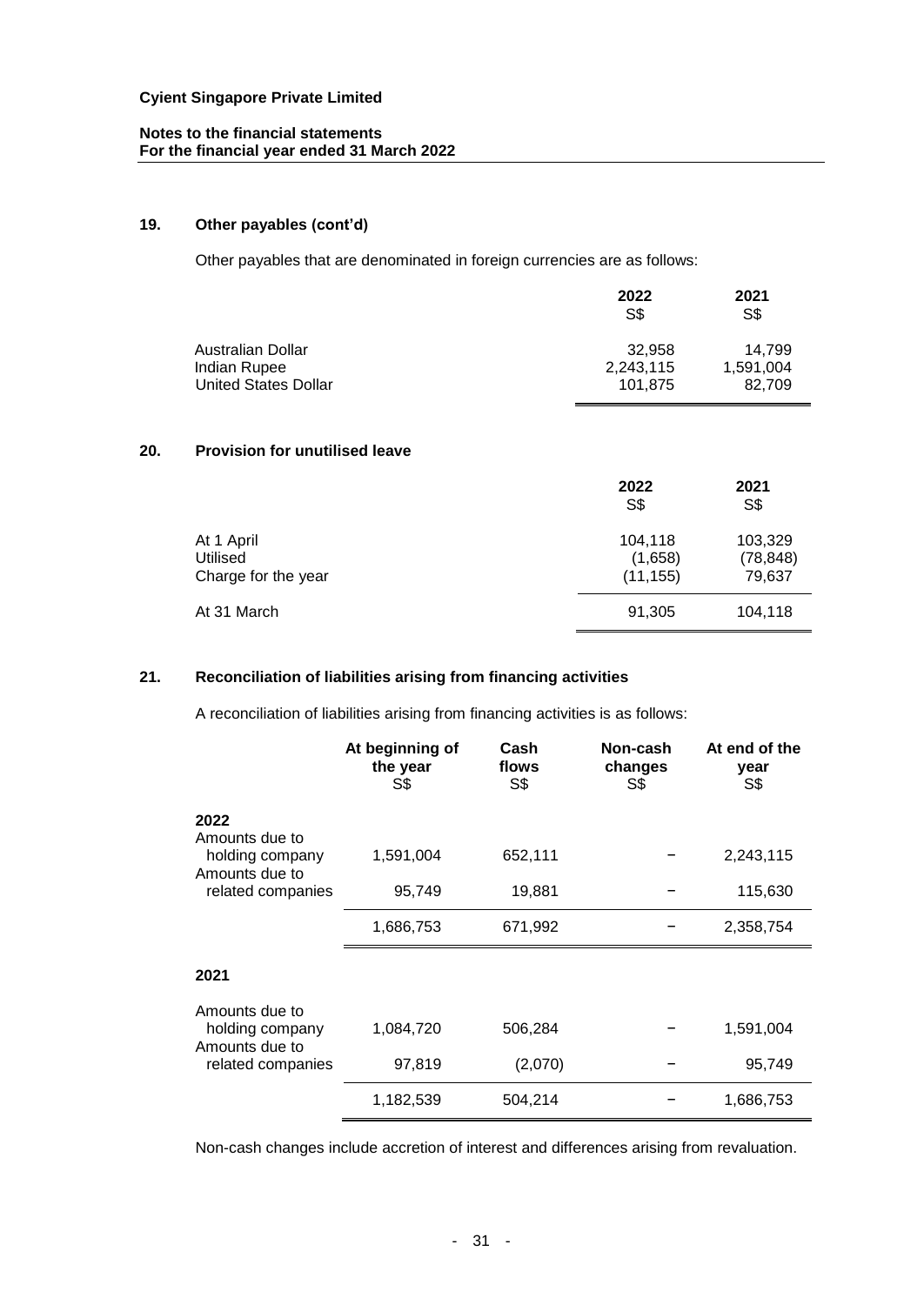## 19. Other payables (cont'd)

Other payables that are denominated in foreign currencies are as follows:

| | 2022 S$ | 2021 S$ |
|---|---|---|
| Australian Dollar | 32,958 | 14,799 |
| Indian Rupee | 2,243,115 | 1,591,004 |
| United States Dollar | 101,875 | 82,709 |

## 20. Provision for unutilised leave

| | 2022 S$ | 2021 S$ |
|---|---|---|
| At 1 April | 104,118 | 103,329 |
| Utilised | (1,658) | (78,848) |
| Charge for the year | (11,155) | 79,637 |
| At 31 March | 91,305 | 104,118 |

## 21. Reconciliation of liabilities arising from financing activities

A reconciliation of liabilities arising from financing activities is as follows:

| | At beginning of the year S$ | Cash flows S$ | Non-cash changes S$ | At end of the year S$ |
|---|---|---|---|---|
| **2022** | | | | |
| Amounts due to holding company | 1,591,004 | 652,111 | – | 2,243,115 |
| Amounts due to related companies | 95,749 | 19,881 | – | 115,630 |
| | 1,686,753 | 671,992 | – | 2,358,754 |
| **2021** | | | | |
| Amounts due to holding company | 1,084,720 | 506,284 | – | 1,591,004 |
| Amounts due to related companies | 97,819 | (2,070) | – | 95,749 |
| | 1,182,539 | 504,214 | – | 1,686,753 |

Non-cash changes include accretion of interest and differences arising from revaluation.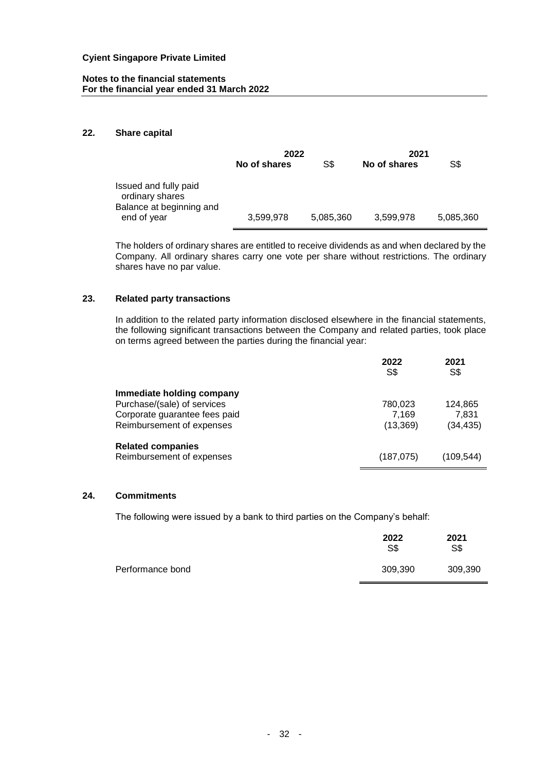**Cyient Singapore Private Limited**

**Notes to the financial statements**
**For the financial year ended 31 March 2022**

## 22. Share capital

| | 2022 | | 2021 | |
|---|---|---|---|---|
| | **No of shares** | **S$** | **No of shares** | **S$** |
| Issued and fully paid ordinary shares | | | | |
| Balance at beginning and end of year | 3,599,978 | 5,085,360 | 3,599,978 | 5,085,360 |

The holders of ordinary shares are entitled to receive dividends as and when declared by the Company. All ordinary shares carry one vote per share without restrictions. The ordinary shares have no par value.

## 23. Related party transactions

In addition to the related party information disclosed elsewhere in the financial statements, the following significant transactions between the Company and related parties, took place on terms agreed between the parties during the financial year:

| | 2022 S$ | 2021 S$ |
|---|---|---|
| **Immediate holding company** | | |
| Purchase/(sale) of services | 780,023 | 124,865 |
| Corporate guarantee fees paid | 7,169 | 7,831 |
| Reimbursement of expenses | (13,369) | (34,435) |
| **Related companies** | | |
| Reimbursement of expenses | (187,075) | (109,544) |

## 24. Commitments

The following were issued by a bank to third parties on the Company's behalf:

| | 2022 S$ | 2021 S$ |
|---|---|---|
| Performance bond | 309,390 | 309,390 |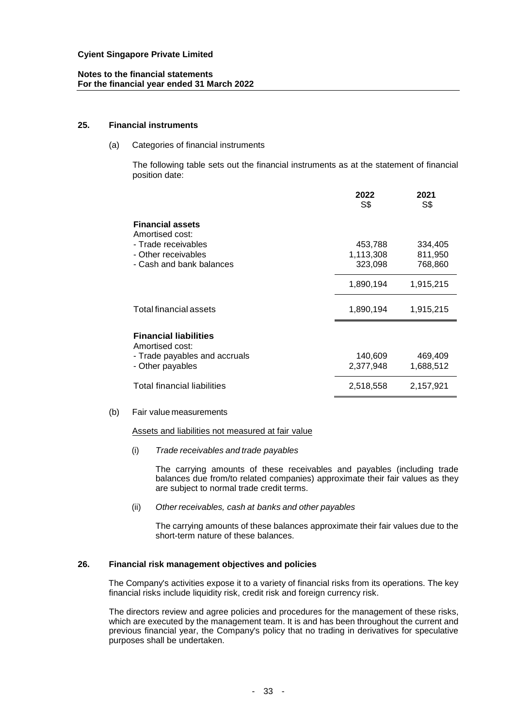## 25. Financial instruments

(a) Categories of financial instruments

The following table sets out the financial instruments as at the statement of financial position date:

| | 2022<br>S$ | 2021<br>S$ |
|---|---|---|
| **Financial assets** | | |
| Amortised cost: | | |
| - Trade receivables | 453,788 | 334,405 |
| - Other receivables | 1,113,308 | 811,950 |
| - Cash and bank balances | 323,098 | 768,860 |
| | 1,890,194 | 1,915,215 |
| Total financial assets | 1,890,194 | 1,915,215 |
| **Financial liabilities** | | |
| Amortised cost: | | |
| - Trade payables and accruals | 140,609 | 469,409 |
| - Other payables | 2,377,948 | 1,688,512 |
| Total financial liabilities | 2,518,558 | 2,157,921 |

(b) Fair value measurements

Assets and liabilities not measured at fair value

(i) *Trade receivables and trade payables*

The carrying amounts of these receivables and payables (including trade balances due from/to related companies) approximate their fair values as they are subject to normal trade credit terms.

(ii) *Other receivables, cash at banks and other payables*

The carrying amounts of these balances approximate their fair values due to the short-term nature of these balances.

## 26. Financial risk management objectives and policies

The Company's activities expose it to a variety of financial risks from its operations. The key financial risks include liquidity risk, credit risk and foreign currency risk.

The directors review and agree policies and procedures for the management of these risks, which are executed by the management team. It is and has been throughout the current and previous financial year, the Company's policy that no trading in derivatives for speculative purposes shall be undertaken.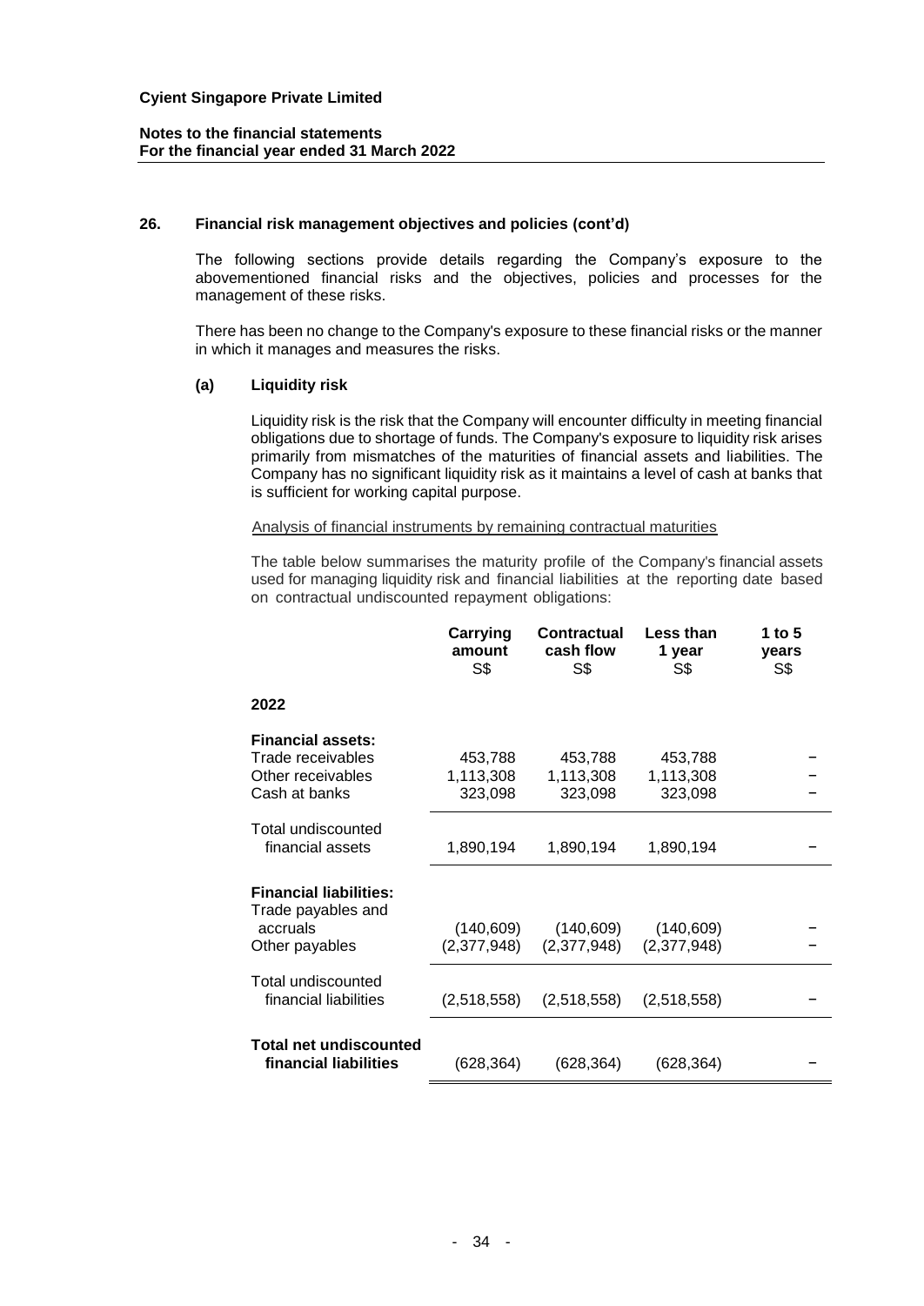## 26. Financial risk management objectives and policies (cont'd)

The following sections provide details regarding the Company's exposure to the abovementioned financial risks and the objectives, policies and processes for the management of these risks.

There has been no change to the Company's exposure to these financial risks or the manner in which it manages and measures the risks.

### (a) Liquidity risk

Liquidity risk is the risk that the Company will encounter difficulty in meeting financial obligations due to shortage of funds. The Company's exposure to liquidity risk arises primarily from mismatches of the maturities of financial assets and liabilities. The Company has no significant liquidity risk as it maintains a level of cash at banks that is sufficient for working capital purpose.

Analysis of financial instruments by remaining contractual maturities

The table below summarises the maturity profile of the Company's financial assets used for managing liquidity risk and financial liabilities at the reporting date based on contractual undiscounted repayment obligations:

| | Carrying amount S$ | Contractual cash flow S$ | Less than 1 year S$ | 1 to 5 years S$ |
|---|---|---|---|---|
| **2022** | | | | |
| **Financial assets:** | | | | |
| Trade receivables | 453,788 | 453,788 | 453,788 | – |
| Other receivables | 1,113,308 | 1,113,308 | 1,113,308 | – |
| Cash at banks | 323,098 | 323,098 | 323,098 | – |
| Total undiscounted financial assets | 1,890,194 | 1,890,194 | 1,890,194 | – |
| **Financial liabilities:** | | | | |
| Trade payables and accruals | (140,609) | (140,609) | (140,609) | – |
| Other payables | (2,377,948) | (2,377,948) | (2,377,948) | – |
| Total undiscounted financial liabilities | (2,518,558) | (2,518,558) | (2,518,558) | – |
| **Total net undiscounted financial liabilities** | (628,364) | (628,364) | (628,364) | – |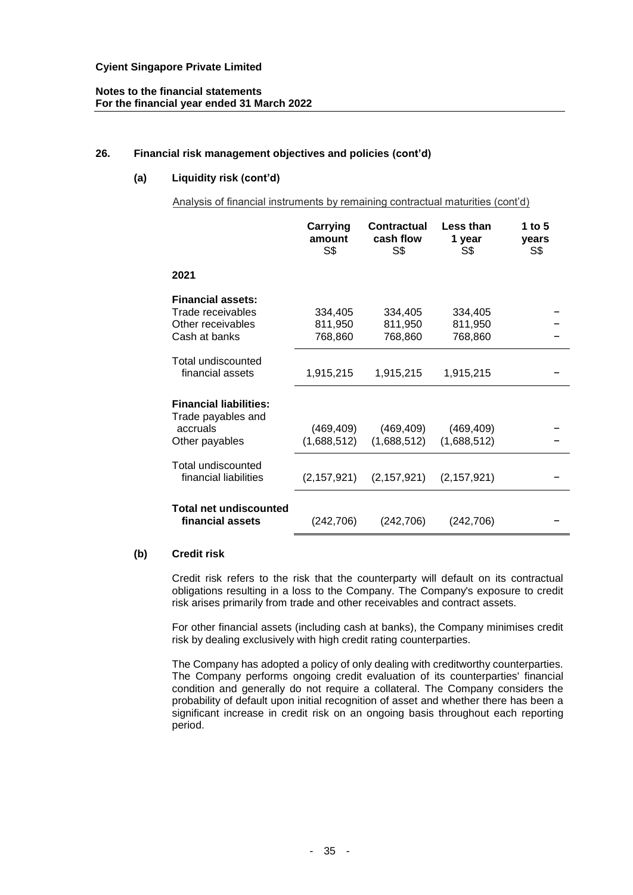## 26. Financial risk management objectives and policies (cont'd)

### (a) Liquidity risk (cont'd)

Analysis of financial instruments by remaining contractual maturities (cont'd)

| | Carrying amount S$ | Contractual cash flow S$ | Less than 1 year S$ | 1 to 5 years S$ |
|---|---|---|---|---|
| **2021** | | | | |
| **Financial assets:** | | | | |
| Trade receivables | 334,405 | 334,405 | 334,405 | – |
| Other receivables | 811,950 | 811,950 | 811,950 | – |
| Cash at banks | 768,860 | 768,860 | 768,860 | – |
| Total undiscounted financial assets | 1,915,215 | 1,915,215 | 1,915,215 | – |
| **Financial liabilities:** | | | | |
| Trade payables and accruals | (469,409) | (469,409) | (469,409) | – |
| Other payables | (1,688,512) | (1,688,512) | (1,688,512) | – |
| Total undiscounted financial liabilities | (2,157,921) | (2,157,921) | (2,157,921) | – |
| **Total net undiscounted financial assets** | (242,706) | (242,706) | (242,706) | – |

### (b) Credit risk

Credit risk refers to the risk that the counterparty will default on its contractual obligations resulting in a loss to the Company. The Company's exposure to credit risk arises primarily from trade and other receivables and contract assets.

For other financial assets (including cash at banks), the Company minimises credit risk by dealing exclusively with high credit rating counterparties.

The Company has adopted a policy of only dealing with creditworthy counterparties. The Company performs ongoing credit evaluation of its counterparties' financial condition and generally do not require a collateral. The Company considers the probability of default upon initial recognition of asset and whether there has been a significant increase in credit risk on an ongoing basis throughout each reporting period.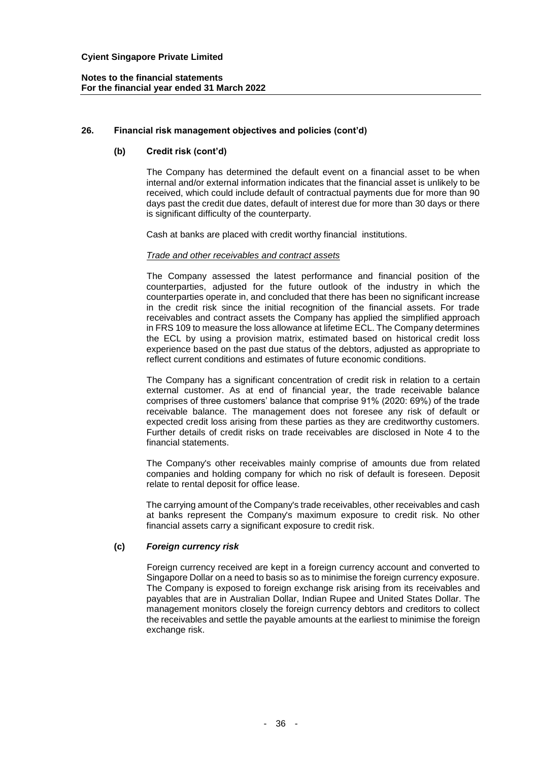## 26. Financial risk management objectives and policies (cont'd)

### (b) Credit risk (cont'd)

The Company has determined the default event on a financial asset to be when internal and/or external information indicates that the financial asset is unlikely to be received, which could include default of contractual payments due for more than 90 days past the credit due dates, default of interest due for more than 30 days or there is significant difficulty of the counterparty.

Cash at banks are placed with credit worthy financial institutions.

*Trade and other receivables and contract assets*

The Company assessed the latest performance and financial position of the counterparties, adjusted for the future outlook of the industry in which the counterparties operate in, and concluded that there has been no significant increase in the credit risk since the initial recognition of the financial assets. For trade receivables and contract assets the Company has applied the simplified approach in FRS 109 to measure the loss allowance at lifetime ECL. The Company determines the ECL by using a provision matrix, estimated based on historical credit loss experience based on the past due status of the debtors, adjusted as appropriate to reflect current conditions and estimates of future economic conditions.

The Company has a significant concentration of credit risk in relation to a certain external customer. As at end of financial year, the trade receivable balance comprises of three customers' balance that comprise 91% (2020: 69%) of the trade receivable balance. The management does not foresee any risk of default or expected credit loss arising from these parties as they are creditworthy customers. Further details of credit risks on trade receivables are disclosed in Note 4 to the financial statements.

The Company's other receivables mainly comprise of amounts due from related companies and holding company for which no risk of default is foreseen. Deposit relate to rental deposit for office lease.

The carrying amount of the Company's trade receivables, other receivables and cash at banks represent the Company's maximum exposure to credit risk. No other financial assets carry a significant exposure to credit risk.

### (c) *Foreign currency risk*

Foreign currency received are kept in a foreign currency account and converted to Singapore Dollar on a need to basis so as to minimise the foreign currency exposure. The Company is exposed to foreign exchange risk arising from its receivables and payables that are in Australian Dollar, Indian Rupee and United States Dollar. The management monitors closely the foreign currency debtors and creditors to collect the receivables and settle the payable amounts at the earliest to minimise the foreign exchange risk.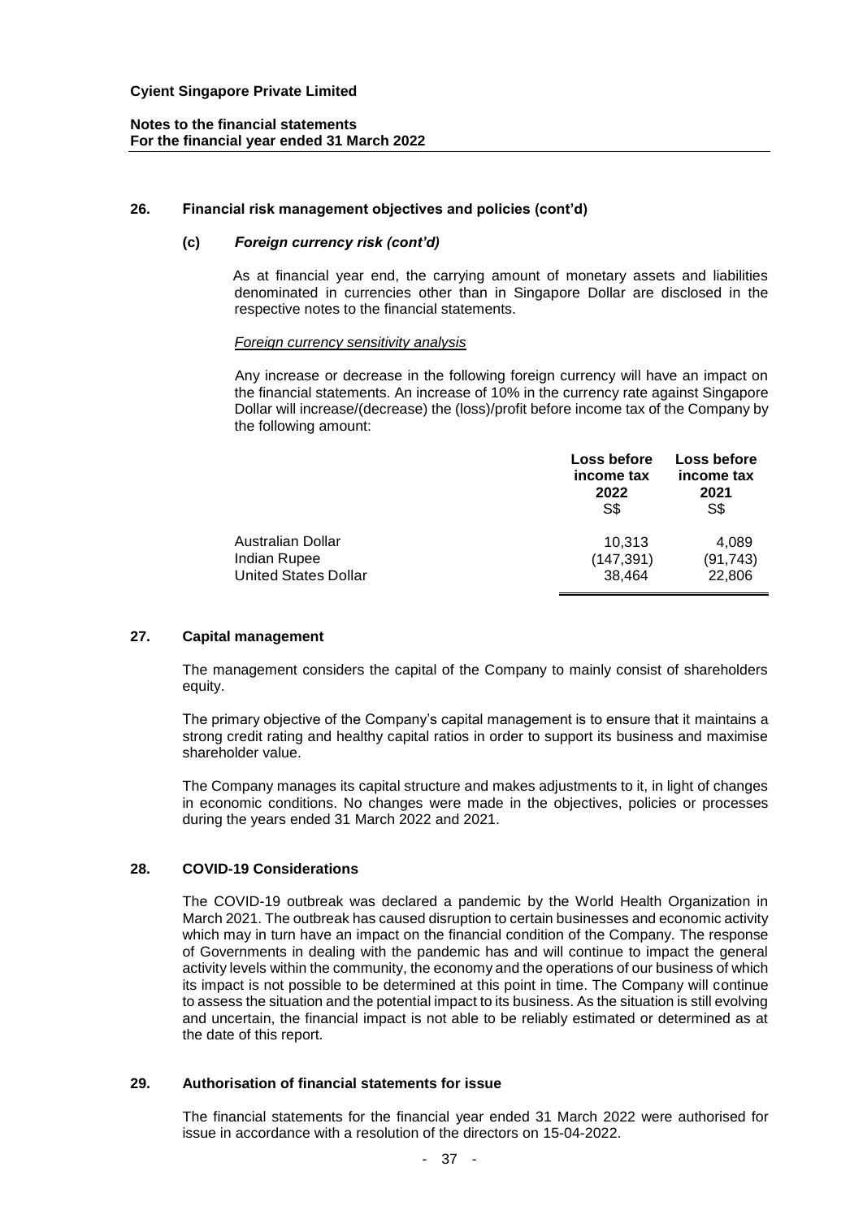# Cyient Singapore Private Limited

**Notes to the financial statements**
**For the financial year ended 31 March 2022**

## 26. Financial risk management objectives and policies (cont'd)

### (c) *Foreign currency risk (cont'd)*

As at financial year end, the carrying amount of monetary assets and liabilities denominated in currencies other than in Singapore Dollar are disclosed in the respective notes to the financial statements.

*Foreign currency sensitivity analysis*

Any increase or decrease in the following foreign currency will have an impact on the financial statements. An increase of 10% in the currency rate against Singapore Dollar will increase/(decrease) the (loss)/profit before income tax of the Company by the following amount:

| | Loss before income tax 2022 S$ | Loss before income tax 2021 S$ |
|---|---|---|
| Australian Dollar | 10,313 | 4,089 |
| Indian Rupee | (147,391) | (91,743) |
| United States Dollar | 38,464 | 22,806 |

## 27. Capital management

The management considers the capital of the Company to mainly consist of shareholders equity.

The primary objective of the Company's capital management is to ensure that it maintains a strong credit rating and healthy capital ratios in order to support its business and maximise shareholder value.

The Company manages its capital structure and makes adjustments to it, in light of changes in economic conditions. No changes were made in the objectives, policies or processes during the years ended 31 March 2022 and 2021.

## 28. COVID-19 Considerations

The COVID-19 outbreak was declared a pandemic by the World Health Organization in March 2021. The outbreak has caused disruption to certain businesses and economic activity which may in turn have an impact on the financial condition of the Company. The response of Governments in dealing with the pandemic has and will continue to impact the general activity levels within the community, the economy and the operations of our business of which its impact is not possible to be determined at this point in time. The Company will continue to assess the situation and the potential impact to its business. As the situation is still evolving and uncertain, the financial impact is not able to be reliably estimated or determined as at the date of this report.

## 29. Authorisation of financial statements for issue

The financial statements for the financial year ended 31 March 2022 were authorised for issue in accordance with a resolution of the directors on 15-04-2022.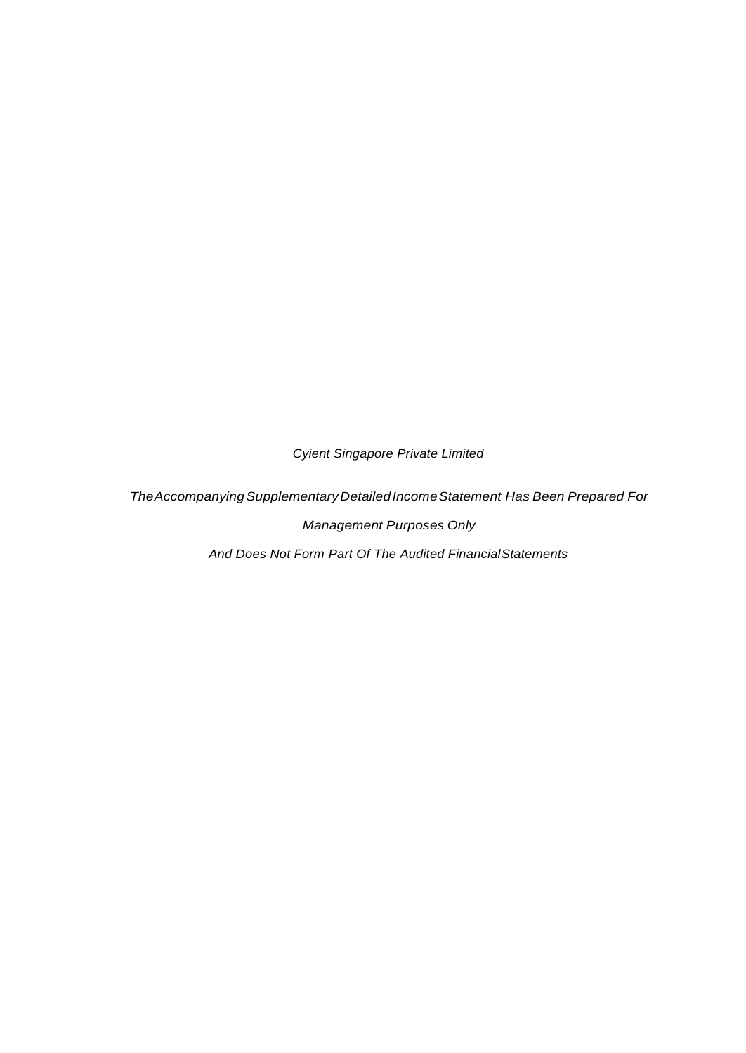*Cyient Singapore Private Limited*

*The Accompanying Supplementary Detailed Income Statement Has Been Prepared For*

*Management Purposes Only*

*And Does Not Form Part Of The Audited Financial Statements*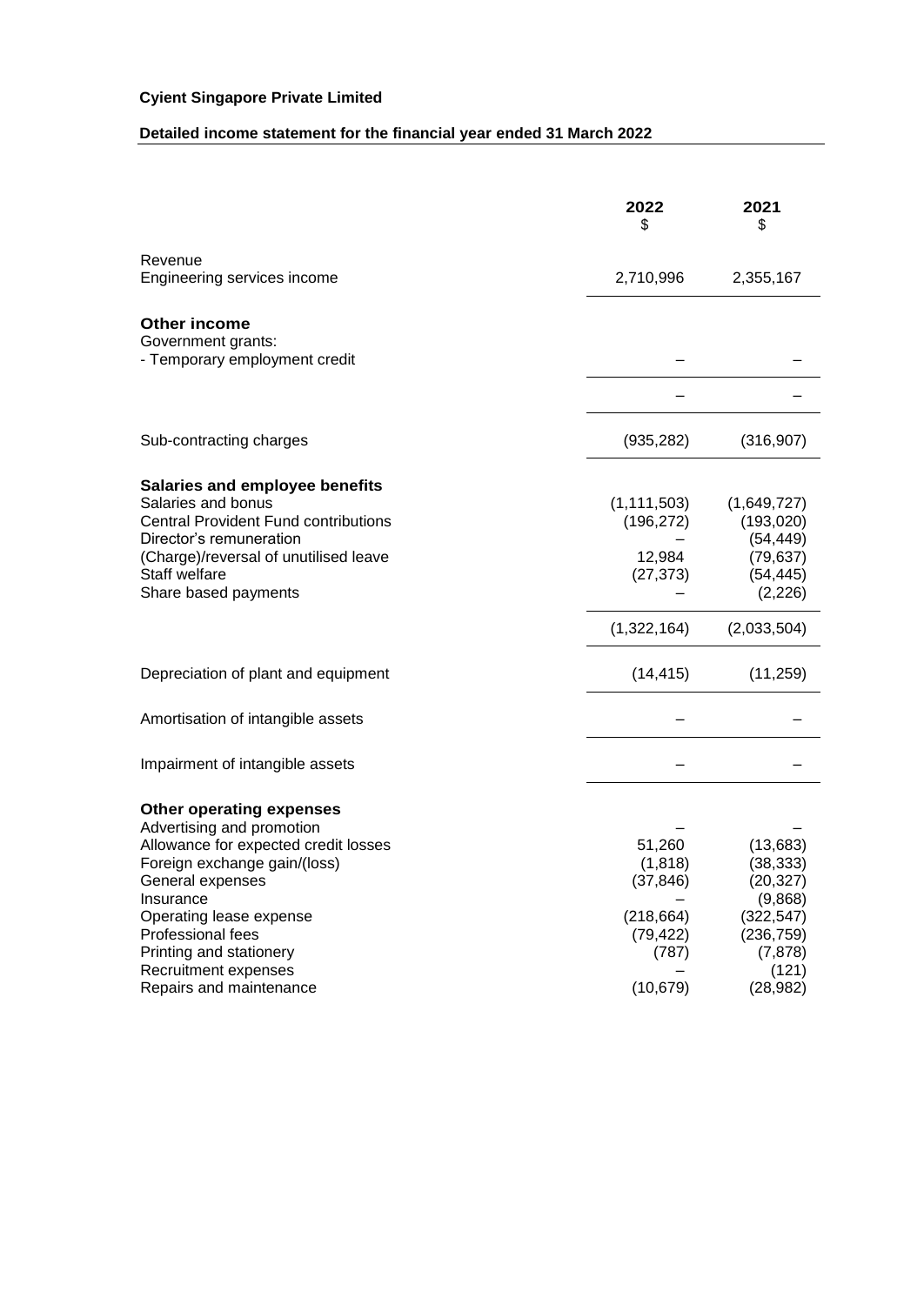**Cyient Singapore Private Limited**

**Detailed income statement for the financial year ended 31 March 2022**

| | 2022<br>$ | 2021<br>$ |
|---|---|---|
| Revenue | | |
| Engineering services income | 2,710,996 | 2,355,167 |
| **Other income** | | |
| Government grants: | | |
| - Temporary employment credit | – | – |
| | – | – |
| Sub-contracting charges | (935,282) | (316,907) |
| **Salaries and employee benefits** | | |
| Salaries and bonus | (1,111,503) | (1,649,727) |
| Central Provident Fund contributions | (196,272) | (193,020) |
| Director's remuneration | – | (54,449) |
| (Charge)/reversal of unutilised leave | 12,984 | (79,637) |
| Staff welfare | (27,373) | (54,445) |
| Share based payments | – | (2,226) |
| | (1,322,164) | (2,033,504) |
| Depreciation of plant and equipment | (14,415) | (11,259) |
| Amortisation of intangible assets | – | – |
| Impairment of intangible assets | – | – |
| **Other operating expenses** | | |
| Advertising and promotion | – | – |
| Allowance for expected credit losses | 51,260 | (13,683) |
| Foreign exchange gain/(loss) | (1,818) | (38,333) |
| General expenses | (37,846) | (20,327) |
| Insurance | – | (9,868) |
| Operating lease expense | (218,664) | (322,547) |
| Professional fees | (79,422) | (236,759) |
| Printing and stationery | (787) | (7,878) |
| Recruitment expenses | – | (121) |
| Repairs and maintenance | (10,679) | (28,982) |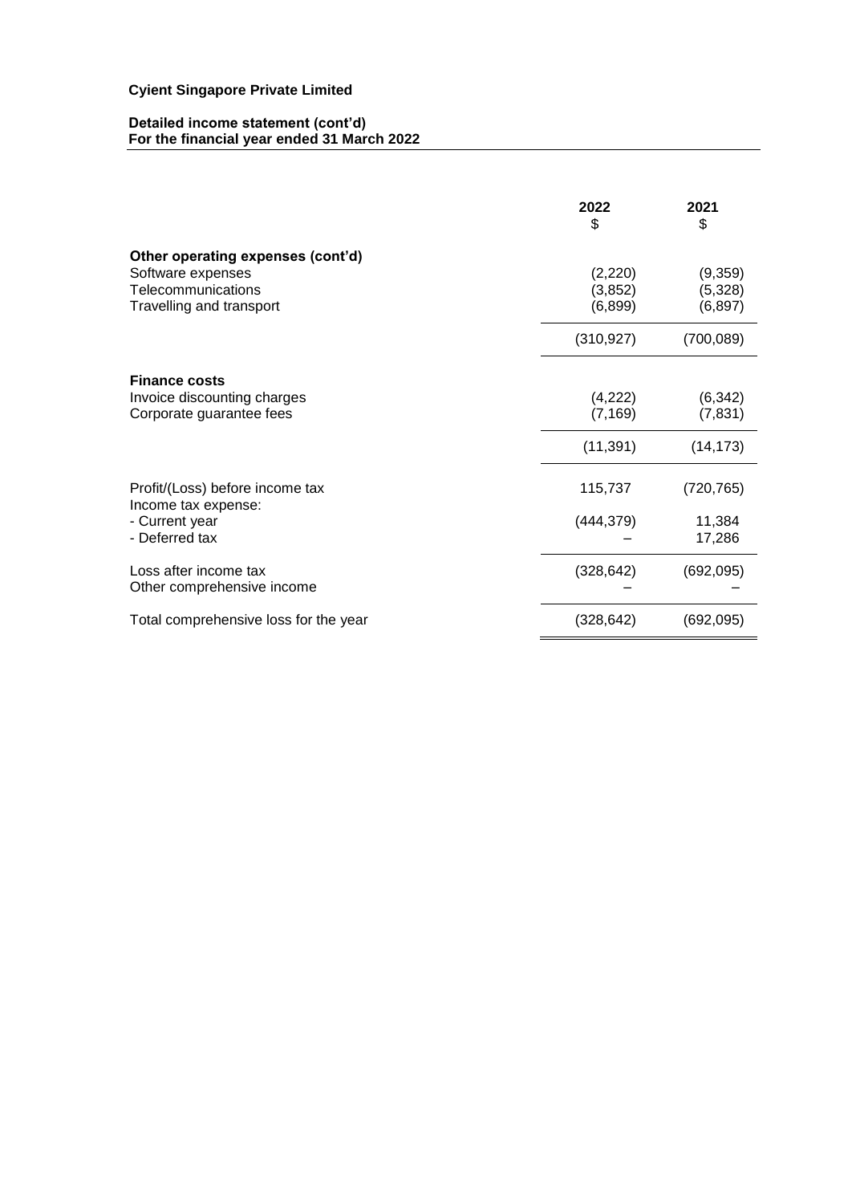**Cyient Singapore Private Limited**

**Detailed income statement (cont'd)**
**For the financial year ended 31 March 2022**

| | 2022 | 2021 |
|---|---|---|
| | $ | $ |
| **Other operating expenses (cont'd)** | | |
| Software expenses | (2,220) | (9,359) |
| Telecommunications | (3,852) | (5,328) |
| Travelling and transport | (6,899) | (6,897) |
| | (310,927) | (700,089) |
| **Finance costs** | | |
| Invoice discounting charges | (4,222) | (6,342) |
| Corporate guarantee fees | (7,169) | (7,831) |
| | (11,391) | (14,173) |
| Profit/(Loss) before income tax | 115,737 | (720,765) |
| Income tax expense: | | |
| - Current year | (444,379) | 11,384 |
| - Deferred tax | – | 17,286 |
| Loss after income tax | (328,642) | (692,095) |
| Other comprehensive income | – | – |
| Total comprehensive loss for the year | (328,642) | (692,095) |